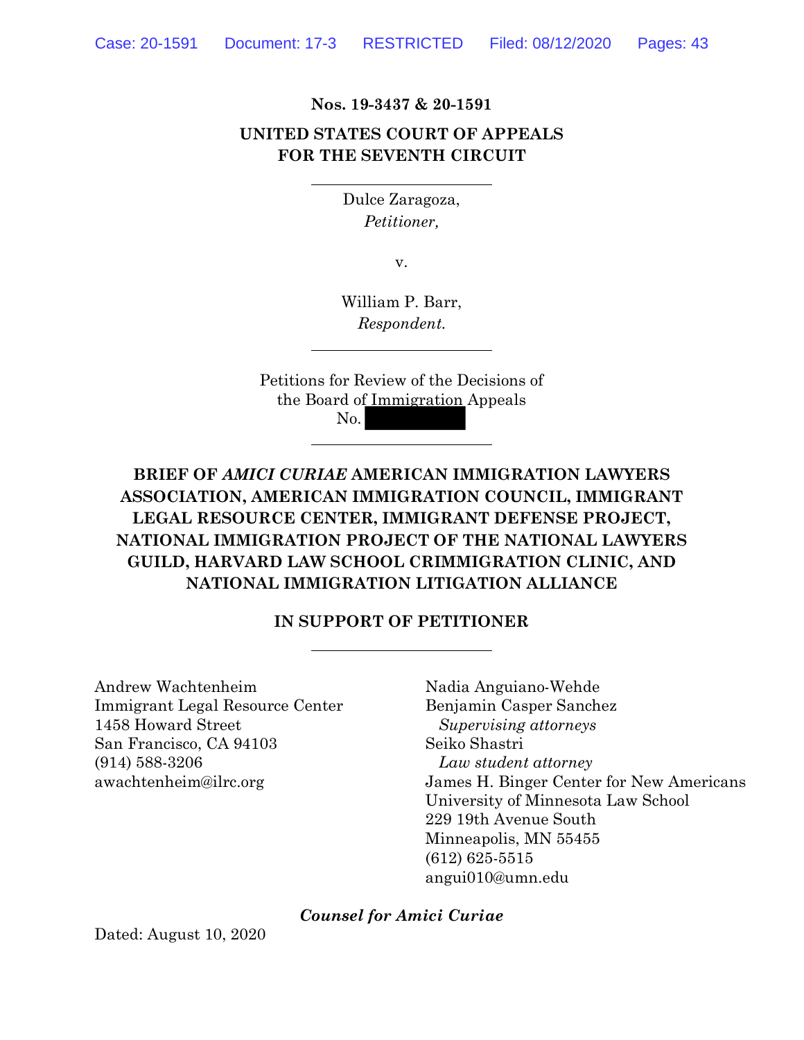**Nos. 19-3437 & 20-1591**

**UNITED STATES COURT OF APPEALS**
**FOR THE SEVENTH CIRCUIT**

---

Dulce Zaragoza,
*Petitioner,*

v.

William P. Barr,
*Respondent.*

---

Petitions for Review of the Decisions of the Board of Immigration Appeals
No. [REDACTED]

---

**BRIEF OF *AMICI CURIAE* AMERICAN IMMIGRATION LAWYERS ASSOCIATION, AMERICAN IMMIGRATION COUNCIL, IMMIGRANT LEGAL RESOURCE CENTER, IMMIGRANT DEFENSE PROJECT, NATIONAL IMMIGRATION PROJECT OF THE NATIONAL LAWYERS GUILD, HARVARD LAW SCHOOL CRIMMIGRATION CLINIC, AND NATIONAL IMMIGRATION LITIGATION ALLIANCE**

**IN SUPPORT OF PETITIONER**

---

Andrew Wachtenheim
Immigrant Legal Resource Center
1458 Howard Street
San Francisco, CA 94103
(914) 588-3206
awachtenheim@ilrc.org

Nadia Anguiano-Wehde
Benjamin Casper Sanchez
*Supervising attorneys*
Seiko Shastri
*Law student attorney*
James H. Binger Center for New Americans
University of Minnesota Law School
229 19th Avenue South
Minneapolis, MN 55455
(612) 625-5515
angui010@umn.edu

***Counsel for Amici Curiae***

Dated: August 10, 2020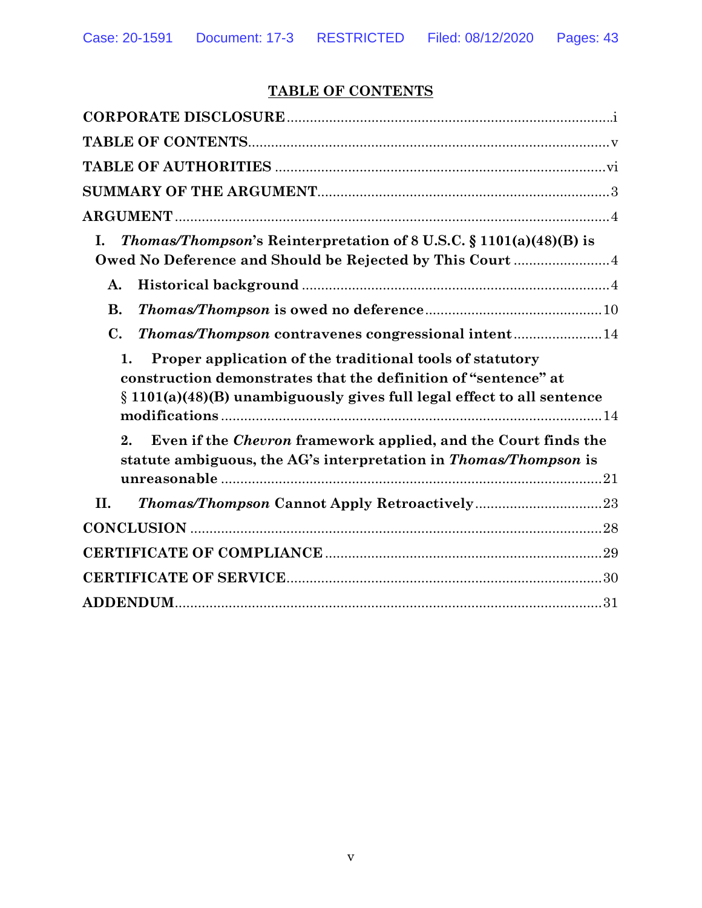## TABLE OF CONTENTS

**CORPORATE DISCLOSURE** .......... i

**TABLE OF CONTENTS** .......... v

**TABLE OF AUTHORITIES** .......... vi

**SUMMARY OF THE ARGUMENT** .......... 3

**ARGUMENT** .......... 4

**I. *Thomas/Thompson*'s Reinterpretation of 8 U.S.C. § 1101(a)(48)(B) is Owed No Deference and Should be Rejected by This Court** .......... 4

- **A. Historical background** .......... 4
- **B. *Thomas/Thompson* is owed no deference** .......... 10
- **C. *Thomas/Thompson* contravenes congressional intent** .......... 14
  - **1. Proper application of the traditional tools of statutory construction demonstrates that the definition of "sentence" at § 1101(a)(48)(B) unambiguously gives full legal effect to all sentence modifications** .......... 14
  - **2. Even if the *Chevron* framework applied, and the Court finds the statute ambiguous, the AG's interpretation in *Thomas/Thompson* is unreasonable** .......... 21

**II. *Thomas/Thompson* Cannot Apply Retroactively** .......... 23

**CONCLUSION** .......... 28

**CERTIFICATE OF COMPLIANCE** .......... 29

**CERTIFICATE OF SERVICE** .......... 30

**ADDENDUM** .......... 31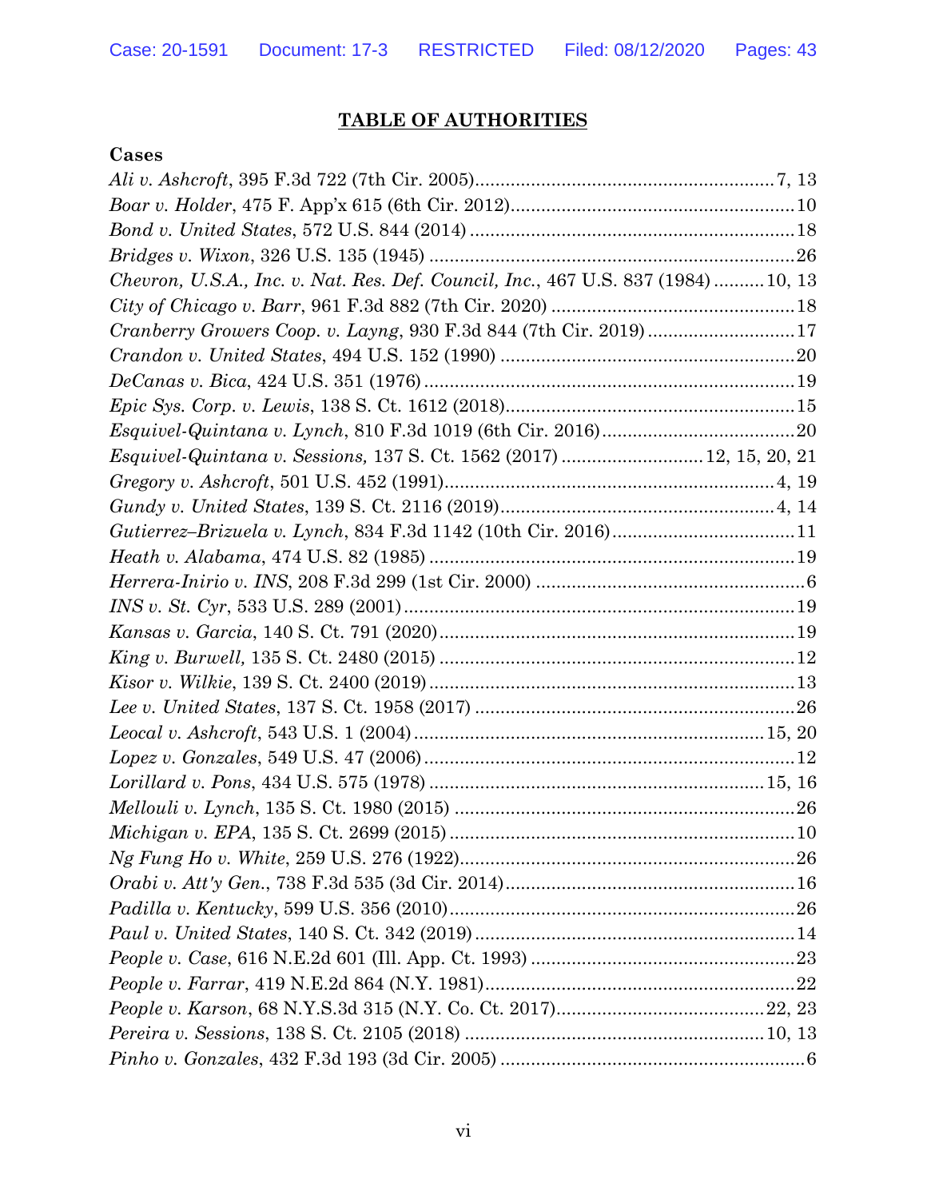## TABLE OF AUTHORITIES

### Cases

*Ali v. Ashcroft*, 395 F.3d 722 (7th Cir. 2005)....................7, 13

*Boar v. Holder*, 475 F. App'x 615 (6th Cir. 2012)....................10

*Bond v. United States*, 572 U.S. 844 (2014)....................18

*Bridges v. Wixon*, 326 U.S. 135 (1945)....................26

*Chevron, U.S.A., Inc. v. Nat. Res. Def. Council, Inc.*, 467 U.S. 837 (1984)....................10, 13

*City of Chicago v. Barr*, 961 F.3d 882 (7th Cir. 2020)....................18

*Cranberry Growers Coop. v. Layng*, 930 F.3d 844 (7th Cir. 2019)....................17

*Crandon v. United States*, 494 U.S. 152 (1990)....................20

*DeCanas v. Bica*, 424 U.S. 351 (1976)....................19

*Epic Sys. Corp. v. Lewis*, 138 S. Ct. 1612 (2018)....................15

*Esquivel-Quintana v. Lynch*, 810 F.3d 1019 (6th Cir. 2016)....................20

*Esquivel-Quintana v. Sessions,* 137 S. Ct. 1562 (2017)....................12, 15, 20, 21

*Gregory v. Ashcroft*, 501 U.S. 452 (1991)....................4, 19

*Gundy v. United States*, 139 S. Ct. 2116 (2019)....................4, 14

*Gutierrez–Brizuela v. Lynch*, 834 F.3d 1142 (10th Cir. 2016)....................11

*Heath v. Alabama*, 474 U.S. 82 (1985)....................19

*Herrera-Inirio v. INS*, 208 F.3d 299 (1st Cir. 2000)....................6

*INS v. St. Cyr*, 533 U.S. 289 (2001)....................19

*Kansas v. Garcia*, 140 S. Ct. 791 (2020)....................19

*King v. Burwell,* 135 S. Ct. 2480 (2015)....................12

*Kisor v. Wilkie*, 139 S. Ct. 2400 (2019)....................13

*Lee v. United States*, 137 S. Ct. 1958 (2017)....................26

*Leocal v. Ashcroft*, 543 U.S. 1 (2004)....................15, 20

*Lopez v. Gonzales*, 549 U.S. 47 (2006)....................12

*Lorillard v. Pons*, 434 U.S. 575 (1978)....................15, 16

*Mellouli v. Lynch*, 135 S. Ct. 1980 (2015)....................26

*Michigan v. EPA*, 135 S. Ct. 2699 (2015)....................10

*Ng Fung Ho v. White*, 259 U.S. 276 (1922)....................26

*Orabi v. Att'y Gen.*, 738 F.3d 535 (3d Cir. 2014)....................16

*Padilla v. Kentucky*, 599 U.S. 356 (2010)....................26

*Paul v. United States*, 140 S. Ct. 342 (2019)....................14

*People v. Case*, 616 N.E.2d 601 (Ill. App. Ct. 1993)....................23

*People v. Farrar*, 419 N.E.2d 864 (N.Y. 1981)....................22

*People v. Karson*, 68 N.Y.S.3d 315 (N.Y. Co. Ct. 2017)....................22, 23

*Pereira v. Sessions*, 138 S. Ct. 2105 (2018)....................10, 13

*Pinho v. Gonzales*, 432 F.3d 193 (3d Cir. 2005)....................6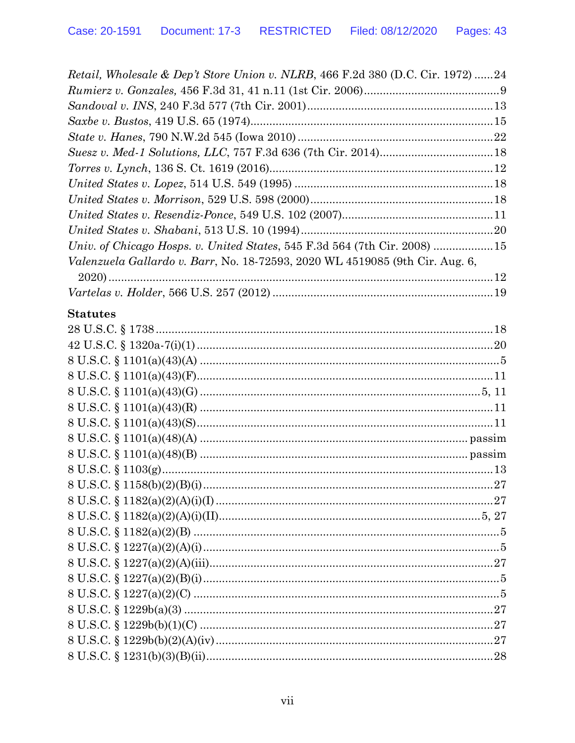*Retail, Wholesale & Dep't Store Union v. NLRB*, 466 F.2d 380 (D.C. Cir. 1972) ......24
*Rumierz v. Gonzales,* 456 F.3d 31, 41 n.11 (1st Cir. 2006)..........................................9
*Sandoval v. INS*, 240 F.3d 577 (7th Cir. 2001)..........................................................13
*Saxbe v. Bustos*, 419 U.S. 65 (1974)...........................................................................15
*State v. Hanes*, 790 N.W.2d 545 (Iowa 2010) .............................................................22
*Suesz v. Med-1 Solutions, LLC*, 757 F.3d 636 (7th Cir. 2014)....................................18
*Torres v. Lynch*, 136 S. Ct. 1619 (2016)......................................................................12
*United States v. Lopez*, 514 U.S. 549 (1995) ..............................................................18
*United States v. Morrison*, 529 U.S. 598 (2000).........................................................18
*United States v. Resendiz-Ponce*, 549 U.S. 102 (2007)...............................................11
*United States v. Shabani*, 513 U.S. 10 (1994)............................................................20
*Univ. of Chicago Hosps. v. United States*, 545 F.3d 564 (7th Cir. 2008) ...................15
*Valenzuela Gallardo v. Barr*, No. 18-72593, 2020 WL 4519085 (9th Cir. Aug. 6, 2020)..........................................................................................................................12
*Vartelas v. Holder*, 566 U.S. 257 (2012) .....................................................................19

**Statutes**

28 U.S.C. § 1738..........................................................................................................18
42 U.S.C. § 1320a-7(i)(1).............................................................................................20
8 U.S.C. § 1101(a)(43)(A) ...............................................................................................5
8 U.S.C. § 1101(a)(43)(F)..............................................................................................11
8 U.S.C. § 1101(a)(43)(G) .........................................................................................5, 11
8 U.S.C. § 1101(a)(43)(R) .............................................................................................11
8 U.S.C. § 1101(a)(43)(S)..............................................................................................11
8 U.S.C. § 1101(a)(48)(A) ..................................................................................... passim
8 U.S.C. § 1101(a)(48)(B) ..................................................................................... passim
8 U.S.C. § 1103(g).........................................................................................................13
8 U.S.C. § 1158(b)(2)(B)(i)............................................................................................27
8 U.S.C. § 1182(a)(2)(A)(i)(I) ........................................................................................27
8 U.S.C. § 1182(a)(2)(A)(i)(II)....................................................................................5, 27
8 U.S.C. § 1182(a)(2)(B) .................................................................................................5
8 U.S.C. § 1227(a)(2)(A)(i)..............................................................................................5
8 U.S.C. § 1227(a)(2)(A)(iii)..........................................................................................27
8 U.S.C. § 1227(a)(2)(B)(i)..............................................................................................5
8 U.S.C. § 1227(a)(2)(C) .................................................................................................5
8 U.S.C. § 1229b(a)(3) ..................................................................................................27
8 U.S.C. § 1229b(b)(1)(C) .............................................................................................27
8 U.S.C. § 1229b(b)(2)(A)(iv)........................................................................................27
8 U.S.C. § 1231(b)(3)(B)(ii)...........................................................................................28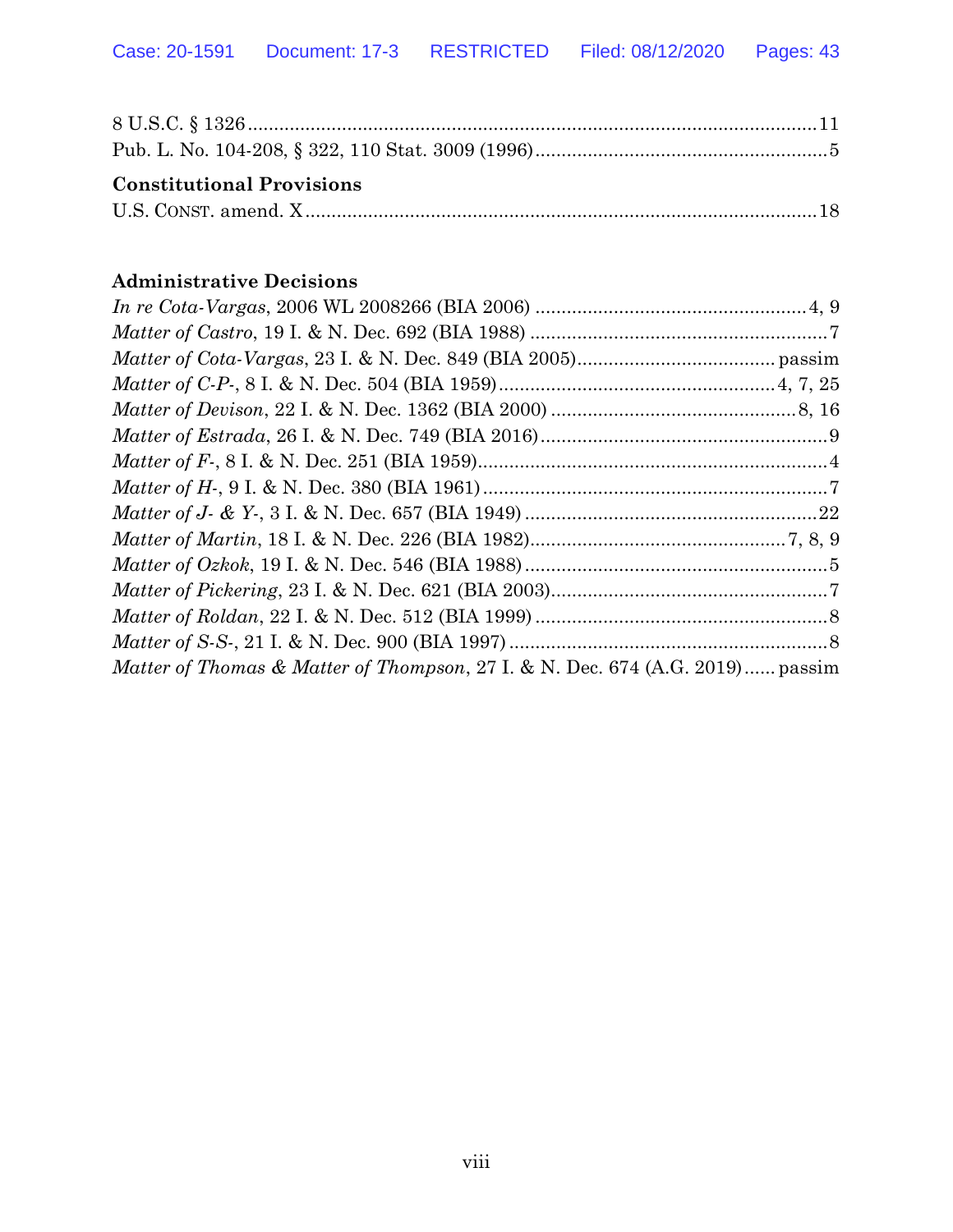8 U.S.C. § 1326 ....................................................................................................... 11
Pub. L. No. 104-208, § 322, 110 Stat. 3009 (1996) ...................................................... 5

**Constitutional Provisions**

U.S. CONST. amend. X .............................................................................................. 18

**Administrative Decisions**

*In re Cota-Vargas*, 2006 WL 2008266 (BIA 2006) ................................................... 4, 9
*Matter of Castro*, 19 I. & N. Dec. 692 (BIA 1988) ...................................................... 7
*Matter of Cota-Vargas*, 23 I. & N. Dec. 849 (BIA 2005) .................................... passim
*Matter of C-P-*, 8 I. & N. Dec. 504 (BIA 1959) .................................................. 4, 7, 25
*Matter of Devison*, 22 I. & N. Dec. 1362 (BIA 2000) ............................................. 8, 16
*Matter of Estrada*, 26 I. & N. Dec. 749 (BIA 2016) ..................................................... 9
*Matter of F-*, 8 I. & N. Dec. 251 (BIA 1959) ................................................................ 4
*Matter of H-*, 9 I. & N. Dec. 380 (BIA 1961) ................................................................ 7
*Matter of J- & Y-*, 3 I. & N. Dec. 657 (BIA 1949) ...................................................... 22
*Matter of Martin*, 18 I. & N. Dec. 226 (BIA 1982) ................................................ 7, 8, 9
*Matter of Ozkok*, 19 I. & N. Dec. 546 (BIA 1988) ........................................................ 5
*Matter of Pickering*, 23 I. & N. Dec. 621 (BIA 2003) ................................................... 7
*Matter of Roldan*, 22 I. & N. Dec. 512 (BIA 1999) ...................................................... 8
*Matter of S-S-*, 21 I. & N. Dec. 900 (BIA 1997) ........................................................... 8
*Matter of Thomas & Matter of Thompson*, 27 I. & N. Dec. 674 (A.G. 2019) ...... passim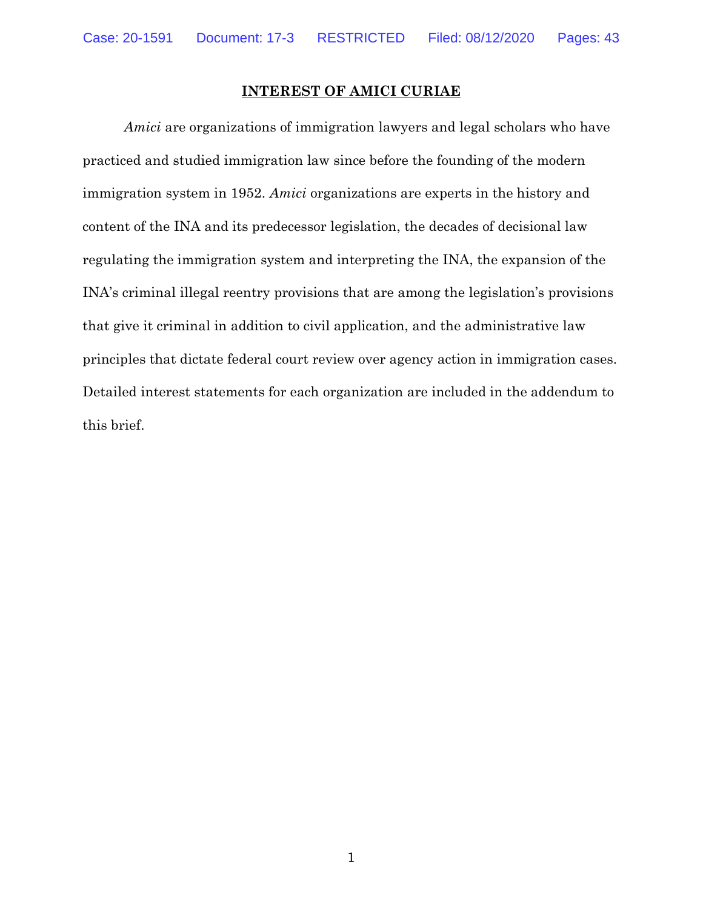## INTEREST OF AMICI CURIAE

*Amici* are organizations of immigration lawyers and legal scholars who have practiced and studied immigration law since before the founding of the modern immigration system in 1952. *Amici* organizations are experts in the history and content of the INA and its predecessor legislation, the decades of decisional law regulating the immigration system and interpreting the INA, the expansion of the INA's criminal illegal reentry provisions that are among the legislation's provisions that give it criminal in addition to civil application, and the administrative law principles that dictate federal court review over agency action in immigration cases. Detailed interest statements for each organization are included in the addendum to this brief.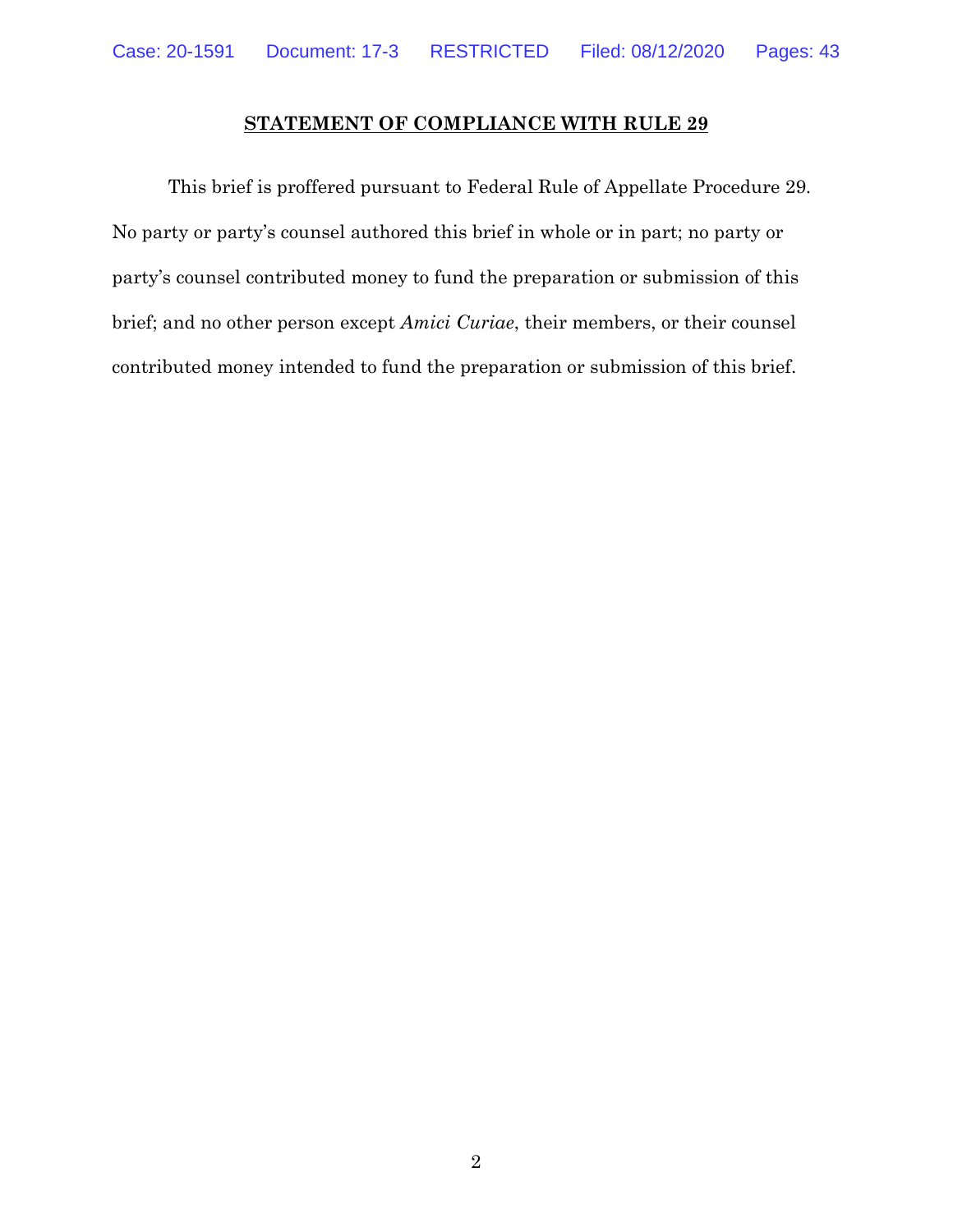## STATEMENT OF COMPLIANCE WITH RULE 29

This brief is proffered pursuant to Federal Rule of Appellate Procedure 29. No party or party's counsel authored this brief in whole or in part; no party or party's counsel contributed money to fund the preparation or submission of this brief; and no other person except *Amici Curiae*, their members, or their counsel contributed money intended to fund the preparation or submission of this brief.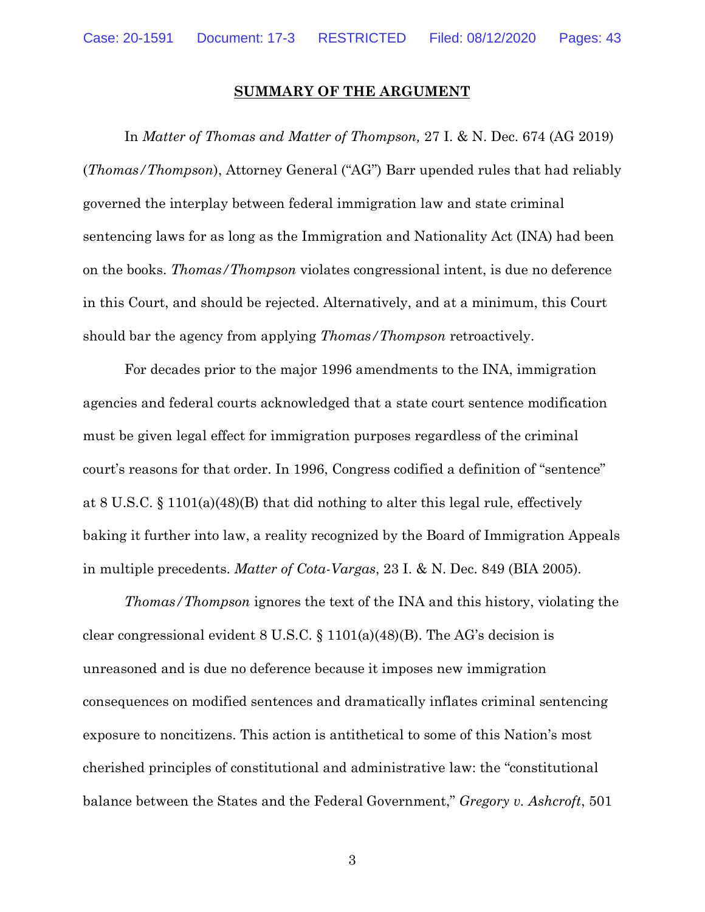## SUMMARY OF THE ARGUMENT

In *Matter of Thomas and Matter of Thompson,* 27 I. & N. Dec. 674 (AG 2019) (*Thomas/Thompson*), Attorney General ("AG") Barr upended rules that had reliably governed the interplay between federal immigration law and state criminal sentencing laws for as long as the Immigration and Nationality Act (INA) had been on the books. *Thomas/Thompson* violates congressional intent, is due no deference in this Court, and should be rejected. Alternatively, and at a minimum, this Court should bar the agency from applying *Thomas/Thompson* retroactively.

For decades prior to the major 1996 amendments to the INA, immigration agencies and federal courts acknowledged that a state court sentence modification must be given legal effect for immigration purposes regardless of the criminal court's reasons for that order. In 1996, Congress codified a definition of "sentence" at 8 U.S.C. § 1101(a)(48)(B) that did nothing to alter this legal rule, effectively baking it further into law, a reality recognized by the Board of Immigration Appeals in multiple precedents. *Matter of Cota-Vargas*, 23 I. & N. Dec. 849 (BIA 2005).

*Thomas/Thompson* ignores the text of the INA and this history, violating the clear congressional evident 8 U.S.C. § 1101(a)(48)(B). The AG's decision is unreasoned and is due no deference because it imposes new immigration consequences on modified sentences and dramatically inflates criminal sentencing exposure to noncitizens. This action is antithetical to some of this Nation's most cherished principles of constitutional and administrative law: the "constitutional balance between the States and the Federal Government," *Gregory v. Ashcroft*, 501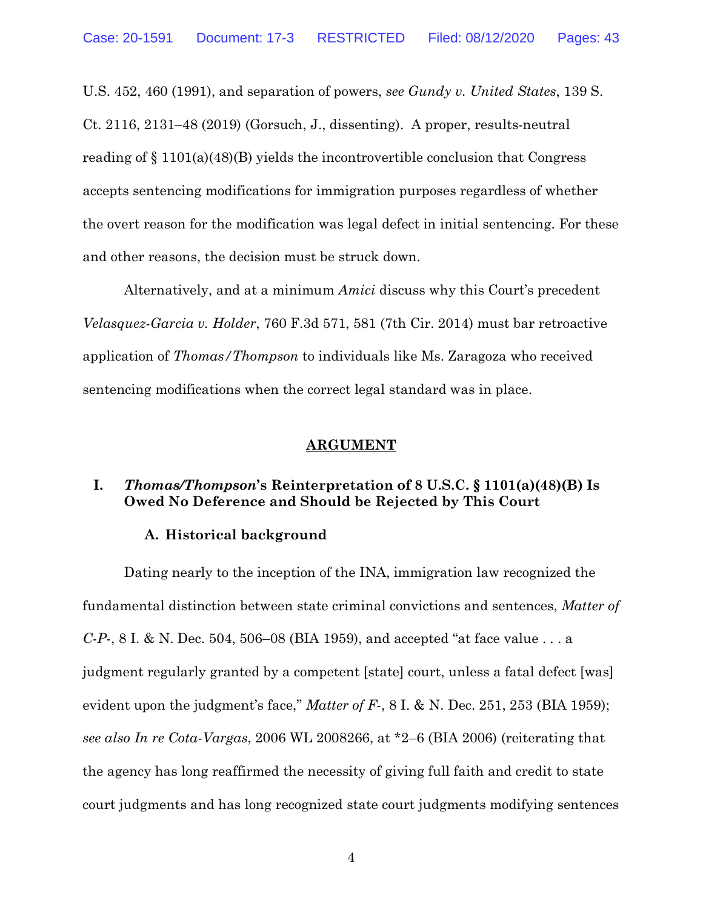U.S. 452, 460 (1991), and separation of powers, *see Gundy v. United States*, 139 S. Ct. 2116, 2131–48 (2019) (Gorsuch, J., dissenting). A proper, results-neutral reading of § 1101(a)(48)(B) yields the incontrovertible conclusion that Congress accepts sentencing modifications for immigration purposes regardless of whether the overt reason for the modification was legal defect in initial sentencing. For these and other reasons, the decision must be struck down.

Alternatively, and at a minimum *Amici* discuss why this Court's precedent *Velasquez-Garcia v. Holder*, 760 F.3d 571, 581 (7th Cir. 2014) must bar retroactive application of *Thomas/Thompson* to individuals like Ms. Zaragoza who received sentencing modifications when the correct legal standard was in place.

## ARGUMENT

### I. *Thomas/Thompson*'s Reinterpretation of 8 U.S.C. § 1101(a)(48)(B) Is Owed No Deference and Should be Rejected by This Court

#### A. Historical background

Dating nearly to the inception of the INA, immigration law recognized the fundamental distinction between state criminal convictions and sentences, *Matter of C-P-*, 8 I. & N. Dec. 504, 506–08 (BIA 1959), and accepted "at face value . . . a judgment regularly granted by a competent [state] court, unless a fatal defect [was] evident upon the judgment's face," *Matter of F-*, 8 I. & N. Dec. 251, 253 (BIA 1959); *see also In re Cota-Vargas*, 2006 WL 2008266, at *2–6 (BIA 2006) (reiterating that the agency has long reaffirmed the necessity of giving full faith and credit to state court judgments and has long recognized state court judgments modifying sentences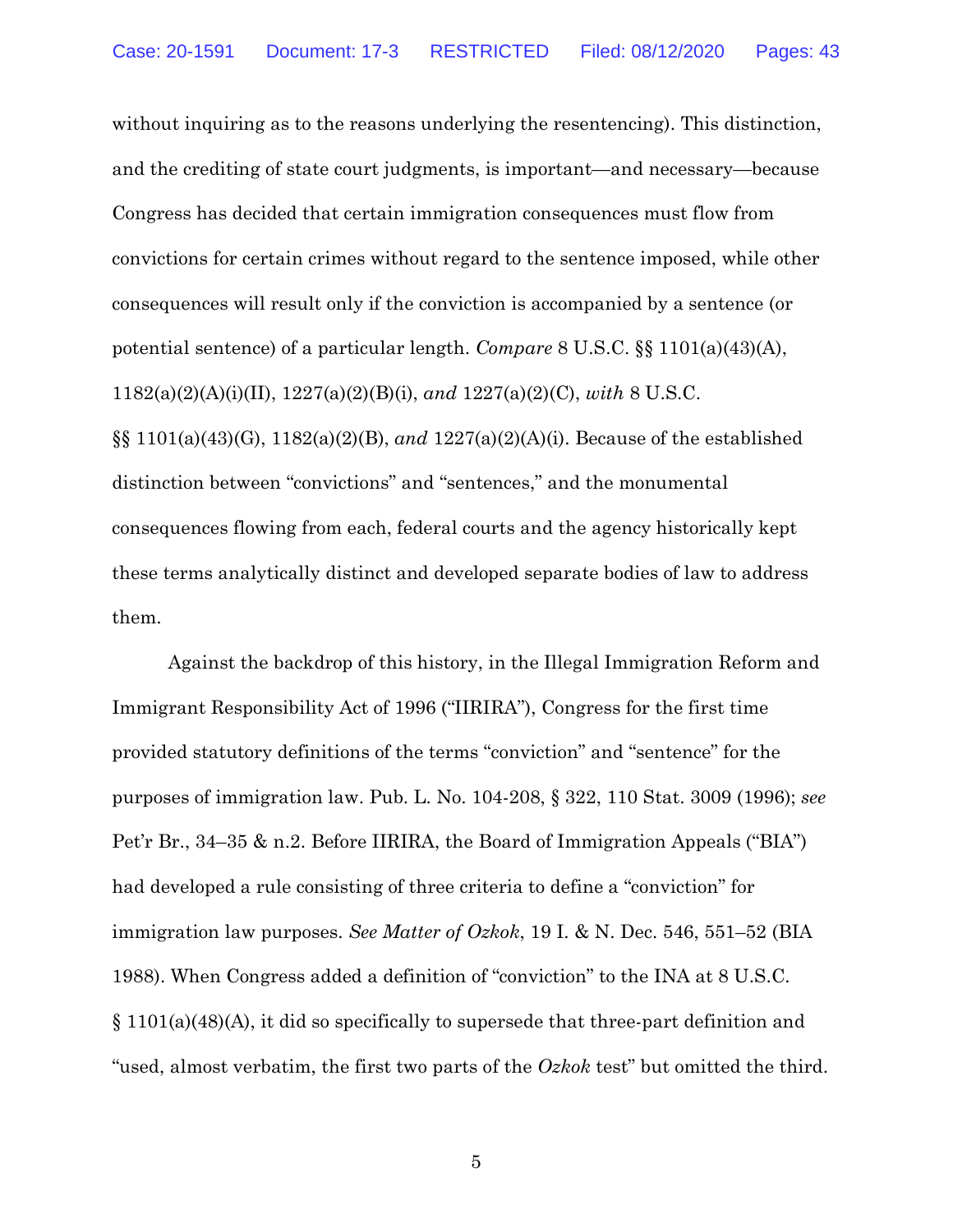without inquiring as to the reasons underlying the resentencing). This distinction, and the crediting of state court judgments, is important—and necessary—because Congress has decided that certain immigration consequences must flow from convictions for certain crimes without regard to the sentence imposed, while other consequences will result only if the conviction is accompanied by a sentence (or potential sentence) of a particular length. *Compare* 8 U.S.C. §§ 1101(a)(43)(A), 1182(a)(2)(A)(i)(II), 1227(a)(2)(B)(i), *and* 1227(a)(2)(C), *with* 8 U.S.C. §§ 1101(a)(43)(G), 1182(a)(2)(B), *and* 1227(a)(2)(A)(i). Because of the established distinction between "convictions" and "sentences," and the monumental consequences flowing from each, federal courts and the agency historically kept these terms analytically distinct and developed separate bodies of law to address them.

Against the backdrop of this history, in the Illegal Immigration Reform and Immigrant Responsibility Act of 1996 ("IIRIRA"), Congress for the first time provided statutory definitions of the terms "conviction" and "sentence" for the purposes of immigration law. Pub. L. No. 104-208, § 322, 110 Stat. 3009 (1996); *see* Pet'r Br., 34–35 & n.2. Before IIRIRA, the Board of Immigration Appeals ("BIA") had developed a rule consisting of three criteria to define a "conviction" for immigration law purposes. *See Matter of Ozkok*, 19 I. & N. Dec. 546, 551–52 (BIA 1988). When Congress added a definition of "conviction" to the INA at 8 U.S.C. § 1101(a)(48)(A), it did so specifically to supersede that three-part definition and "used, almost verbatim, the first two parts of the *Ozkok* test" but omitted the third.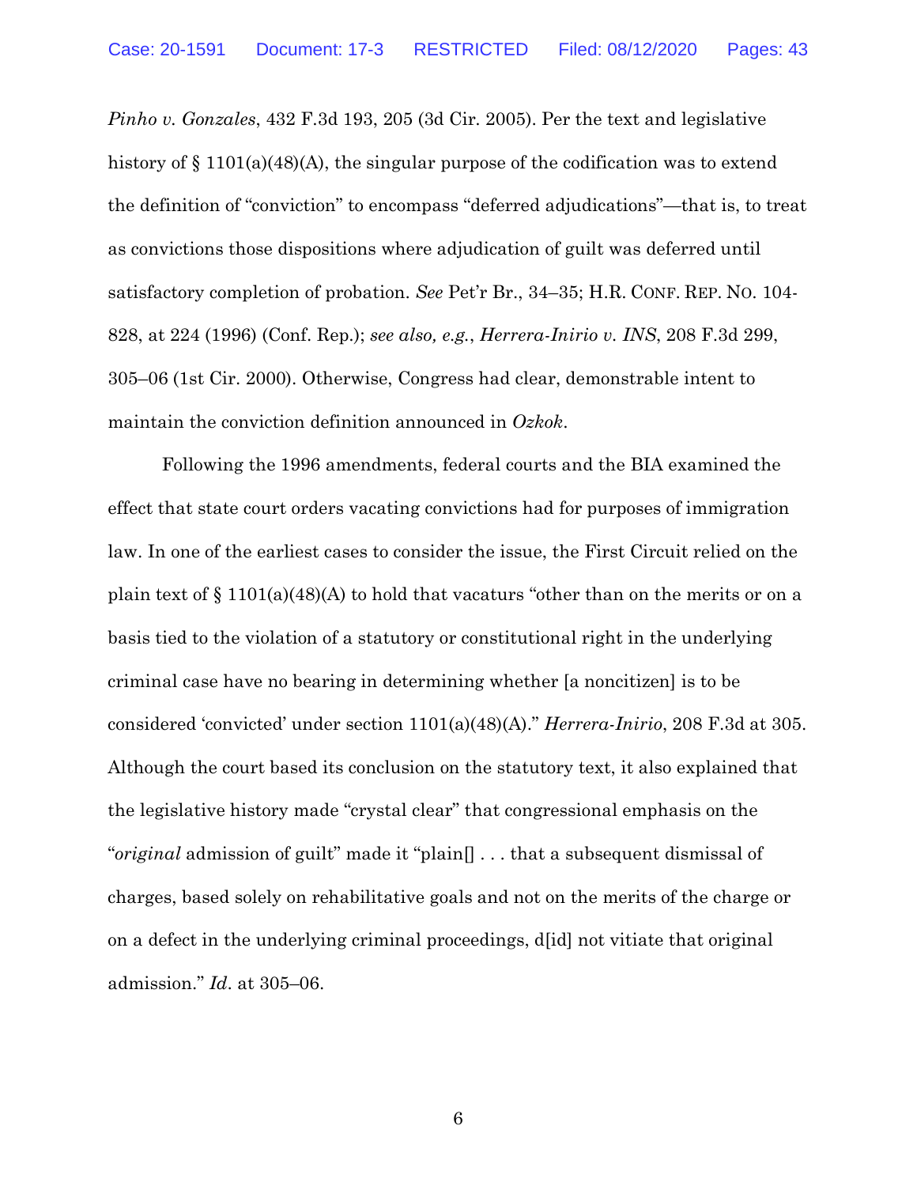*Pinho v. Gonzales*, 432 F.3d 193, 205 (3d Cir. 2005). Per the text and legislative history of § 1101(a)(48)(A), the singular purpose of the codification was to extend the definition of "conviction" to encompass "deferred adjudications"—that is, to treat as convictions those dispositions where adjudication of guilt was deferred until satisfactory completion of probation. *See* Pet'r Br., 34–35; H.R. CONF. REP. NO. 104-828, at 224 (1996) (Conf. Rep.); *see also, e.g.*, *Herrera-Inirio v. INS*, 208 F.3d 299, 305–06 (1st Cir. 2000). Otherwise, Congress had clear, demonstrable intent to maintain the conviction definition announced in *Ozkok*.

Following the 1996 amendments, federal courts and the BIA examined the effect that state court orders vacating convictions had for purposes of immigration law. In one of the earliest cases to consider the issue, the First Circuit relied on the plain text of § 1101(a)(48)(A) to hold that vacaturs "other than on the merits or on a basis tied to the violation of a statutory or constitutional right in the underlying criminal case have no bearing in determining whether [a noncitizen] is to be considered 'convicted' under section 1101(a)(48)(A)." *Herrera-Inirio*, 208 F.3d at 305. Although the court based its conclusion on the statutory text, it also explained that the legislative history made "crystal clear" that congressional emphasis on the "*original* admission of guilt" made it "plain[] . . . that a subsequent dismissal of charges, based solely on rehabilitative goals and not on the merits of the charge or on a defect in the underlying criminal proceedings, d[id] not vitiate that original admission." *Id*. at 305–06.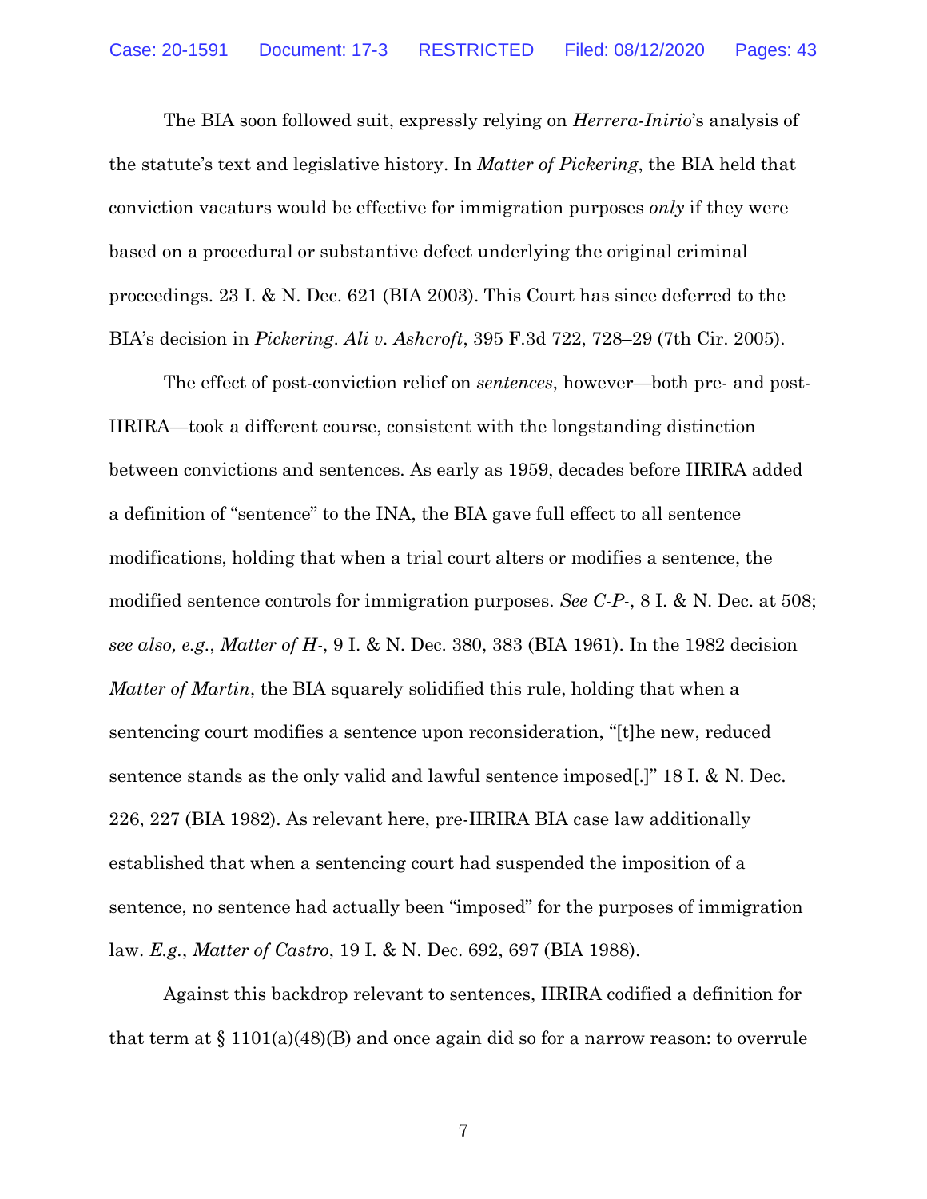The BIA soon followed suit, expressly relying on *Herrera-Inirio*'s analysis of the statute's text and legislative history. In *Matter of Pickering*, the BIA held that conviction vacaturs would be effective for immigration purposes *only* if they were based on a procedural or substantive defect underlying the original criminal proceedings. 23 I. & N. Dec. 621 (BIA 2003). This Court has since deferred to the BIA's decision in *Pickering*. *Ali v. Ashcroft*, 395 F.3d 722, 728–29 (7th Cir. 2005).

The effect of post-conviction relief on *sentences*, however—both pre- and post-IIRIRA—took a different course, consistent with the longstanding distinction between convictions and sentences. As early as 1959, decades before IIRIRA added a definition of "sentence" to the INA, the BIA gave full effect to all sentence modifications, holding that when a trial court alters or modifies a sentence, the modified sentence controls for immigration purposes. *See C-P-*, 8 I. & N. Dec. at 508; *see also, e.g.*, *Matter of H-*, 9 I. & N. Dec. 380, 383 (BIA 1961). In the 1982 decision *Matter of Martin*, the BIA squarely solidified this rule, holding that when a sentencing court modifies a sentence upon reconsideration, "[t]he new, reduced sentence stands as the only valid and lawful sentence imposed[.]" 18 I. & N. Dec. 226, 227 (BIA 1982). As relevant here, pre-IIRIRA BIA case law additionally established that when a sentencing court had suspended the imposition of a sentence, no sentence had actually been "imposed" for the purposes of immigration law. *E.g.*, *Matter of Castro*, 19 I. & N. Dec. 692, 697 (BIA 1988).

Against this backdrop relevant to sentences, IIRIRA codified a definition for that term at § 1101(a)(48)(B) and once again did so for a narrow reason: to overrule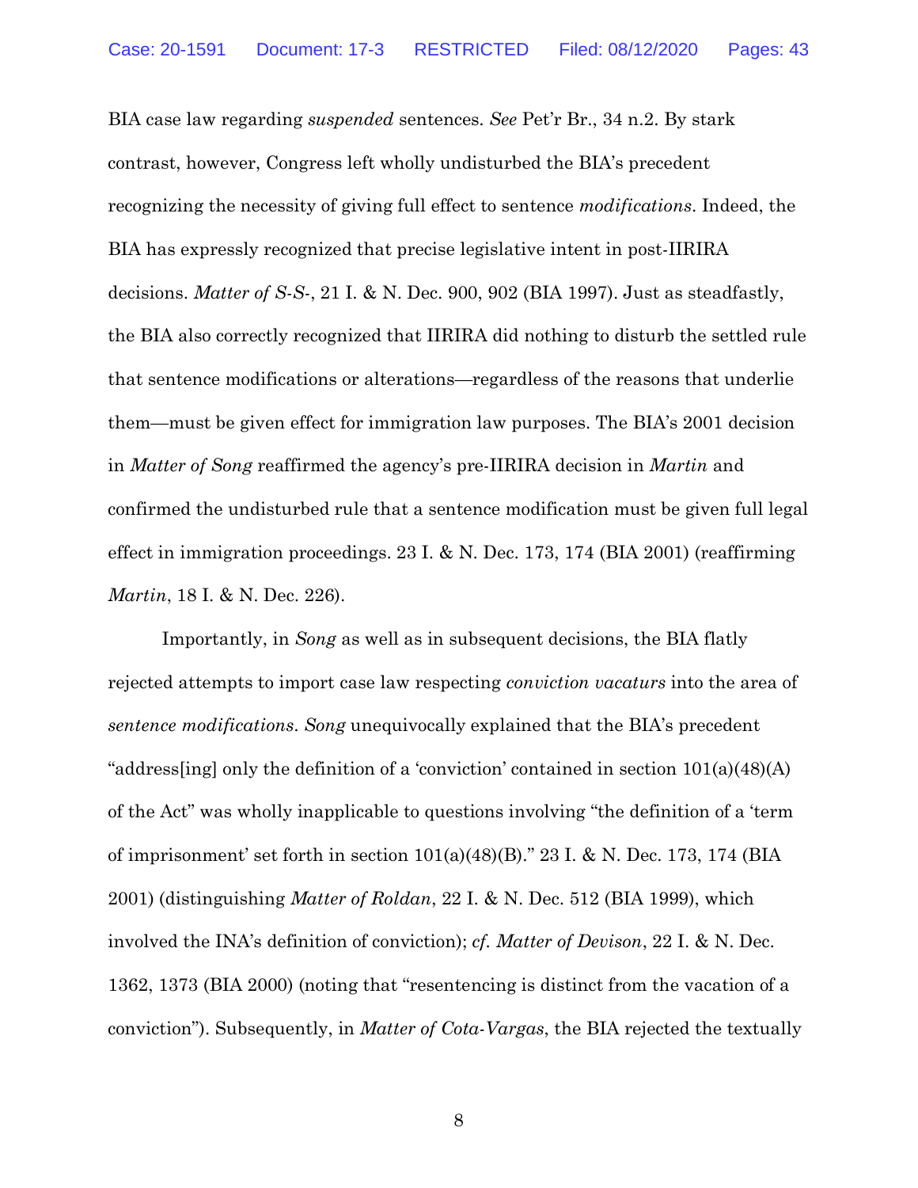BIA case law regarding *suspended* sentences. *See* Pet'r Br., 34 n.2. By stark contrast, however, Congress left wholly undisturbed the BIA's precedent recognizing the necessity of giving full effect to sentence *modifications*. Indeed, the BIA has expressly recognized that precise legislative intent in post-IIRIRA decisions. *Matter of S-S-*, 21 I. & N. Dec. 900, 902 (BIA 1997). Just as steadfastly, the BIA also correctly recognized that IIRIRA did nothing to disturb the settled rule that sentence modifications or alterations—regardless of the reasons that underlie them—must be given effect for immigration law purposes. The BIA's 2001 decision in *Matter of Song* reaffirmed the agency's pre-IIRIRA decision in *Martin* and confirmed the undisturbed rule that a sentence modification must be given full legal effect in immigration proceedings. 23 I. & N. Dec. 173, 174 (BIA 2001) (reaffirming *Martin*, 18 I. & N. Dec. 226).

Importantly, in *Song* as well as in subsequent decisions, the BIA flatly rejected attempts to import case law respecting *conviction vacaturs* into the area of *sentence modifications*. *Song* unequivocally explained that the BIA's precedent "address[ing] only the definition of a 'conviction' contained in section 101(a)(48)(A) of the Act" was wholly inapplicable to questions involving "the definition of a 'term of imprisonment' set forth in section 101(a)(48)(B)." 23 I. & N. Dec. 173, 174 (BIA 2001) (distinguishing *Matter of Roldan*, 22 I. & N. Dec. 512 (BIA 1999), which involved the INA's definition of conviction); *cf. Matter of Devison*, 22 I. & N. Dec. 1362, 1373 (BIA 2000) (noting that "resentencing is distinct from the vacation of a conviction"). Subsequently, in *Matter of Cota-Vargas*, the BIA rejected the textually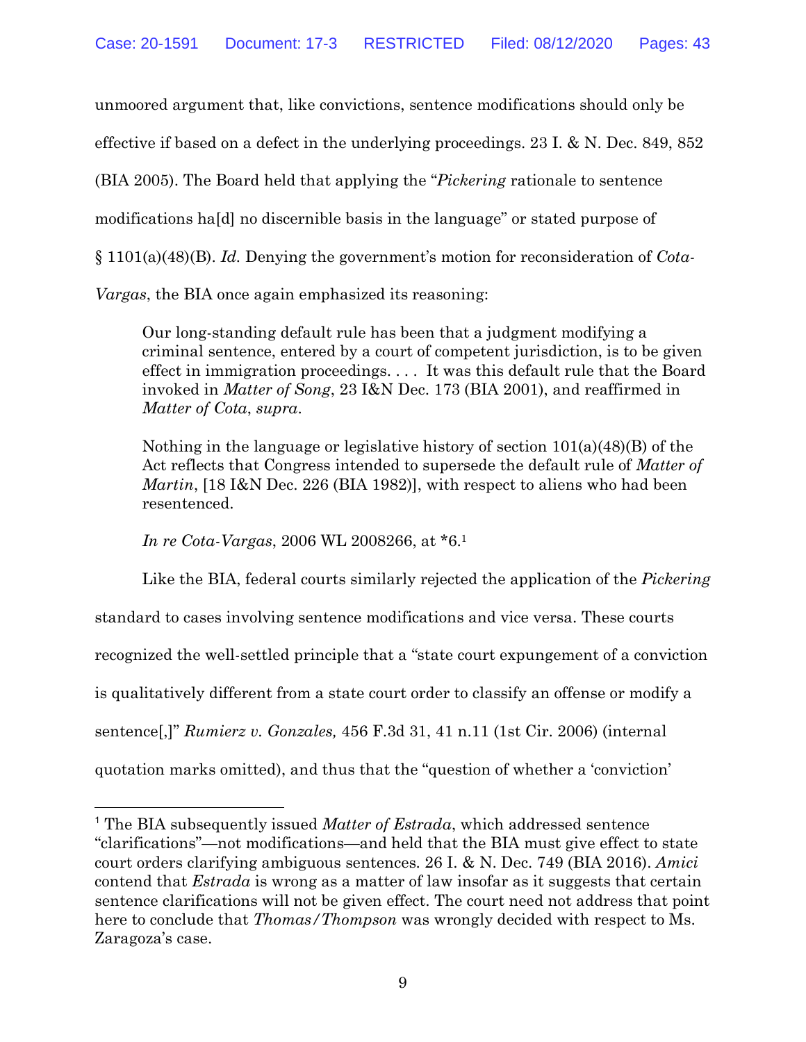unmoored argument that, like convictions, sentence modifications should only be effective if based on a defect in the underlying proceedings. 23 I. & N. Dec. 849, 852 (BIA 2005). The Board held that applying the "*Pickering* rationale to sentence modifications ha[d] no discernible basis in the language" or stated purpose of § 1101(a)(48)(B). *Id.* Denying the government's motion for reconsideration of *Cota-Vargas*, the BIA once again emphasized its reasoning:

> Our long-standing default rule has been that a judgment modifying a criminal sentence, entered by a court of competent jurisdiction, is to be given effect in immigration proceedings. . . . It was this default rule that the Board invoked in *Matter of Song*, 23 I&N Dec. 173 (BIA 2001), and reaffirmed in *Matter of Cota*, *supra*.
>
> Nothing in the language or legislative history of section 101(a)(48)(B) of the Act reflects that Congress intended to supersede the default rule of *Matter of Martin*, [18 I&N Dec. 226 (BIA 1982)], with respect to aliens who had been resentenced.
>
> *In re Cota-Vargas*, 2006 WL 2008266, at *6.[1]

Like the BIA, federal courts similarly rejected the application of the *Pickering* standard to cases involving sentence modifications and vice versa. These courts recognized the well-settled principle that a "state court expungement of a conviction is qualitatively different from a state court order to classify an offense or modify a sentence[,]" *Rumierz v. Gonzales,* 456 F.3d 31, 41 n.11 (1st Cir. 2006) (internal quotation marks omitted), and thus that the "question of whether a 'conviction'

---

[1] The BIA subsequently issued *Matter of Estrada*, which addressed sentence "clarifications"—not modifications—and held that the BIA must give effect to state court orders clarifying ambiguous sentences. 26 I. & N. Dec. 749 (BIA 2016). *Amici* contend that *Estrada* is wrong as a matter of law insofar as it suggests that certain sentence clarifications will not be given effect. The court need not address that point here to conclude that *Thomas/Thompson* was wrongly decided with respect to Ms. Zaragoza's case.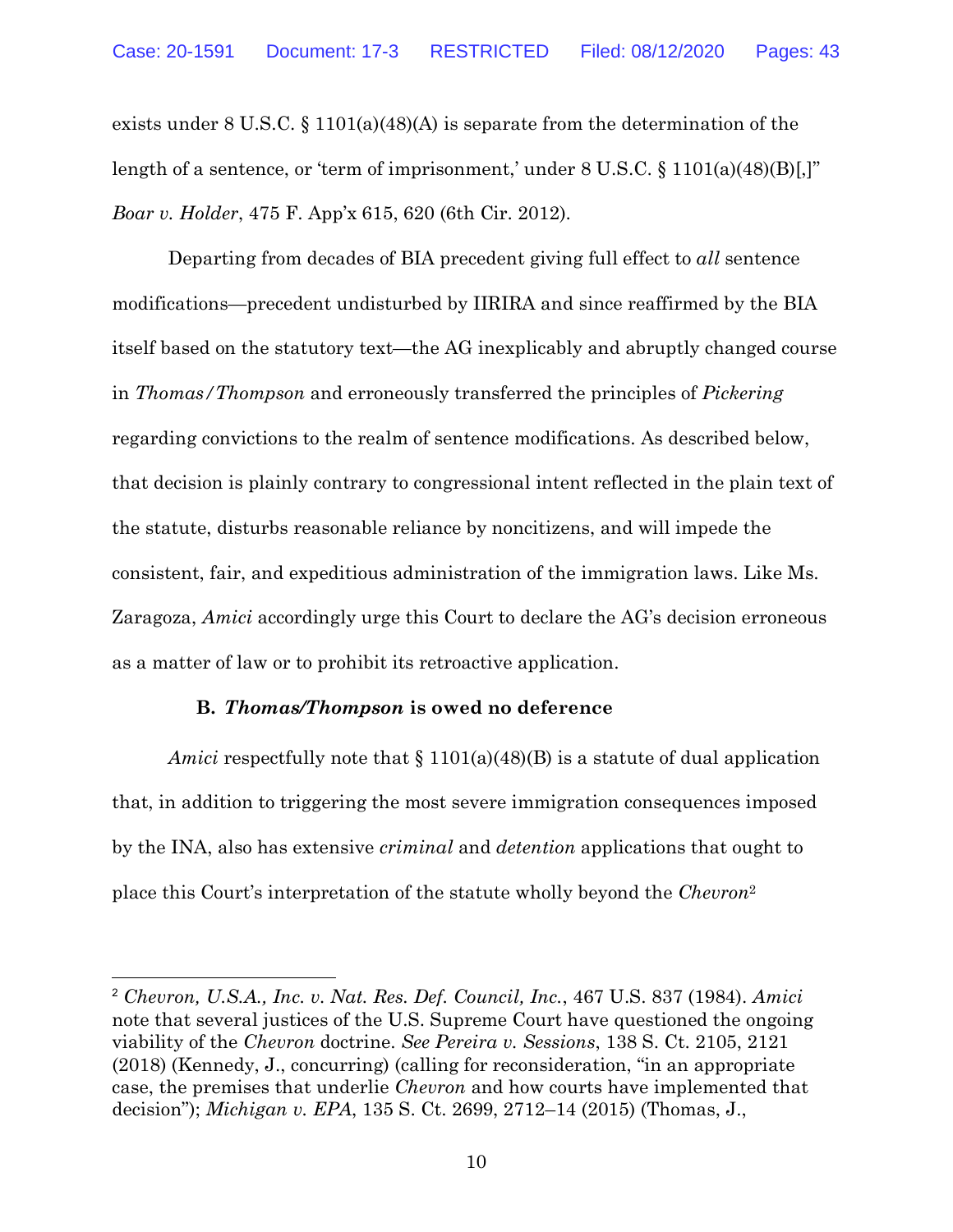exists under 8 U.S.C. § 1101(a)(48)(A) is separate from the determination of the length of a sentence, or 'term of imprisonment,' under 8 U.S.C. § 1101(a)(48)(B)[,]" *Boar v. Holder*, 475 F. App'x 615, 620 (6th Cir. 2012).

Departing from decades of BIA precedent giving full effect to *all* sentence modifications—precedent undisturbed by IIRIRA and since reaffirmed by the BIA itself based on the statutory text—the AG inexplicably and abruptly changed course in *Thomas/Thompson* and erroneously transferred the principles of *Pickering* regarding convictions to the realm of sentence modifications. As described below, that decision is plainly contrary to congressional intent reflected in the plain text of the statute, disturbs reasonable reliance by noncitizens, and will impede the consistent, fair, and expeditious administration of the immigration laws. Like Ms. Zaragoza, *Amici* accordingly urge this Court to declare the AG's decision erroneous as a matter of law or to prohibit its retroactive application.

### B. *Thomas/Thompson* is owed no deference

*Amici* respectfully note that § 1101(a)(48)(B) is a statute of dual application that, in addition to triggering the most severe immigration consequences imposed by the INA, also has extensive *criminal* and *detention* applications that ought to place this Court's interpretation of the statute wholly beyond the *Chevron*[2]

---

[2] *Chevron, U.S.A., Inc. v. Nat. Res. Def. Council, Inc.*, 467 U.S. 837 (1984). *Amici* note that several justices of the U.S. Supreme Court have questioned the ongoing viability of the *Chevron* doctrine. *See Pereira v. Sessions*, 138 S. Ct. 2105, 2121 (2018) (Kennedy, J., concurring) (calling for reconsideration, "in an appropriate case, the premises that underlie *Chevron* and how courts have implemented that decision"); *Michigan v. EPA*, 135 S. Ct. 2699, 2712–14 (2015) (Thomas, J.,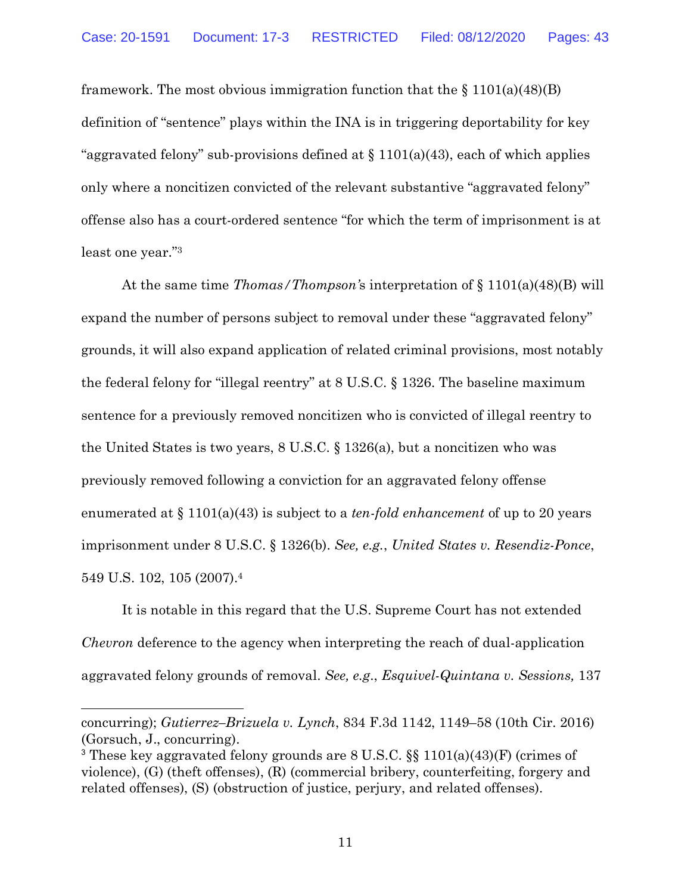framework. The most obvious immigration function that the § 1101(a)(48)(B) definition of "sentence" plays within the INA is in triggering deportability for key "aggravated felony" sub-provisions defined at § 1101(a)(43), each of which applies only where a noncitizen convicted of the relevant substantive "aggravated felony" offense also has a court-ordered sentence "for which the term of imprisonment is at least one year."[3]

At the same time *Thomas/Thompson's* interpretation of § 1101(a)(48)(B) will expand the number of persons subject to removal under these "aggravated felony" grounds, it will also expand application of related criminal provisions, most notably the federal felony for "illegal reentry" at 8 U.S.C. § 1326. The baseline maximum sentence for a previously removed noncitizen who is convicted of illegal reentry to the United States is two years, 8 U.S.C. § 1326(a), but a noncitizen who was previously removed following a conviction for an aggravated felony offense enumerated at § 1101(a)(43) is subject to a *ten-fold enhancement* of up to 20 years imprisonment under 8 U.S.C. § 1326(b). *See, e.g.*, *United States v. Resendiz-Ponce*, 549 U.S. 102, 105 (2007).[4]

It is notable in this regard that the U.S. Supreme Court has not extended *Chevron* deference to the agency when interpreting the reach of dual-application aggravated felony grounds of removal. *See, e.g.*, *Esquivel-Quintana v. Sessions,* 137

---

concurring); *Gutierrez–Brizuela v. Lynch*, 834 F.3d 1142, 1149–58 (10th Cir. 2016) (Gorsuch, J., concurring).

[3] These key aggravated felony grounds are 8 U.S.C. §§ 1101(a)(43)(F) (crimes of violence), (G) (theft offenses), (R) (commercial bribery, counterfeiting, forgery and related offenses), (S) (obstruction of justice, perjury, and related offenses).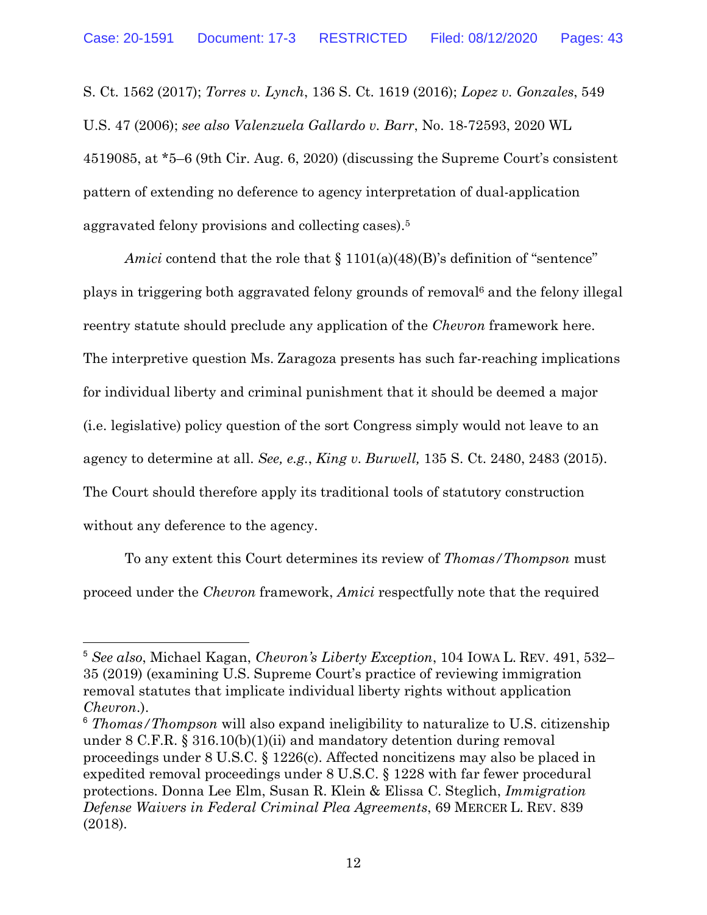S. Ct. 1562 (2017); *Torres v. Lynch*, 136 S. Ct. 1619 (2016); *Lopez v. Gonzales*, 549 U.S. 47 (2006); *see also Valenzuela Gallardo v. Barr*, No. 18-72593, 2020 WL 4519085, at *5–6 (9th Cir. Aug. 6, 2020) (discussing the Supreme Court's consistent pattern of extending no deference to agency interpretation of dual-application aggravated felony provisions and collecting cases).[5]

*Amici* contend that the role that § 1101(a)(48)(B)'s definition of "sentence" plays in triggering both aggravated felony grounds of removal[6] and the felony illegal reentry statute should preclude any application of the *Chevron* framework here. The interpretive question Ms. Zaragoza presents has such far-reaching implications for individual liberty and criminal punishment that it should be deemed a major (i.e. legislative) policy question of the sort Congress simply would not leave to an agency to determine at all. *See, e.g.*, *King v. Burwell,* 135 S. Ct. 2480, 2483 (2015). The Court should therefore apply its traditional tools of statutory construction without any deference to the agency.

To any extent this Court determines its review of *Thomas/Thompson* must proceed under the *Chevron* framework, *Amici* respectfully note that the required

---

[5] *See also*, Michael Kagan, *Chevron's Liberty Exception*, 104 IOWA L. REV. 491, 532–35 (2019) (examining U.S. Supreme Court's practice of reviewing immigration removal statutes that implicate individual liberty rights without application *Chevron*.).

[6] *Thomas/Thompson* will also expand ineligibility to naturalize to U.S. citizenship under 8 C.F.R. § 316.10(b)(1)(ii) and mandatory detention during removal proceedings under 8 U.S.C. § 1226(c). Affected noncitizens may also be placed in expedited removal proceedings under 8 U.S.C. § 1228 with far fewer procedural protections. Donna Lee Elm, Susan R. Klein & Elissa C. Steglich, *Immigration Defense Waivers in Federal Criminal Plea Agreements*, 69 MERCER L. REV. 839 (2018).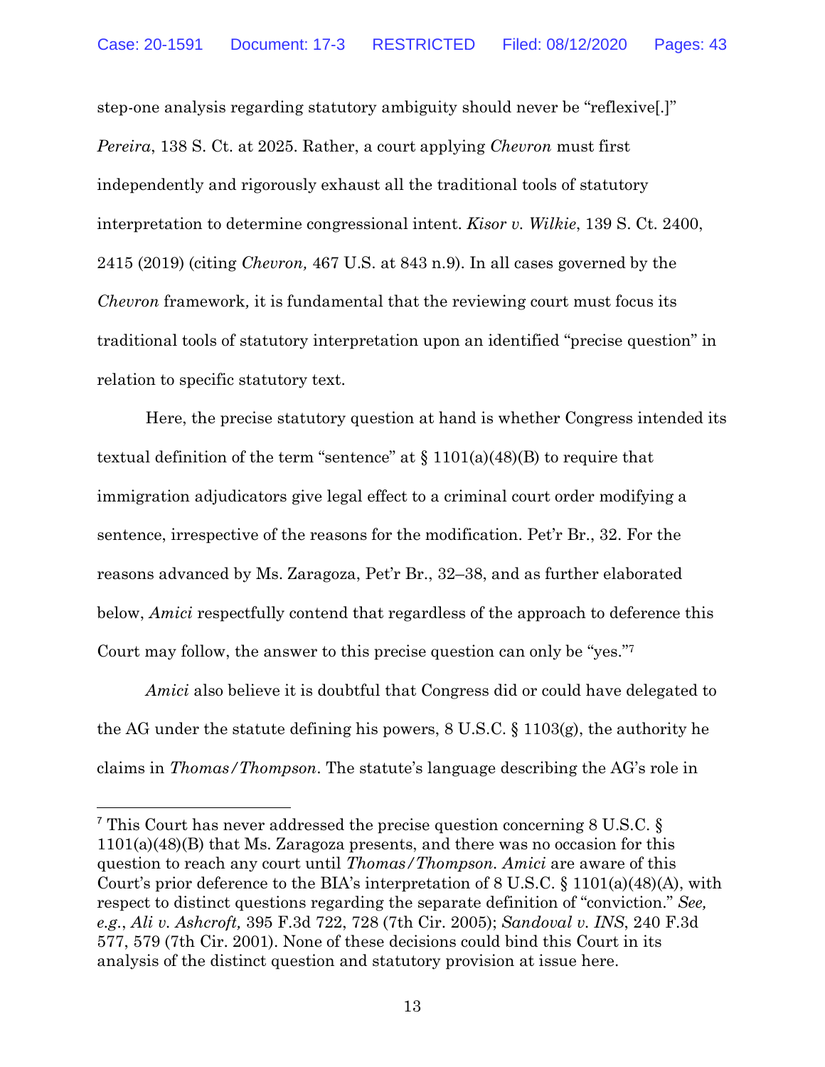step-one analysis regarding statutory ambiguity should never be "reflexive[.]" *Pereira*, 138 S. Ct. at 2025. Rather, a court applying *Chevron* must first independently and rigorously exhaust all the traditional tools of statutory interpretation to determine congressional intent. *Kisor v. Wilkie*, 139 S. Ct. 2400, 2415 (2019) (citing *Chevron,* 467 U.S. at 843 n.9). In all cases governed by the *Chevron* framework*,* it is fundamental that the reviewing court must focus its traditional tools of statutory interpretation upon an identified "precise question" in relation to specific statutory text.

Here, the precise statutory question at hand is whether Congress intended its textual definition of the term "sentence" at § 1101(a)(48)(B) to require that immigration adjudicators give legal effect to a criminal court order modifying a sentence, irrespective of the reasons for the modification. Pet'r Br., 32. For the reasons advanced by Ms. Zaragoza, Pet'r Br., 32–38, and as further elaborated below, *Amici* respectfully contend that regardless of the approach to deference this Court may follow, the answer to this precise question can only be "yes."[7]

*Amici* also believe it is doubtful that Congress did or could have delegated to the AG under the statute defining his powers, 8 U.S.C. § 1103(g), the authority he claims in *Thomas/Thompson*. The statute's language describing the AG's role in

---

[7] This Court has never addressed the precise question concerning 8 U.S.C. § 1101(a)(48)(B) that Ms. Zaragoza presents, and there was no occasion for this question to reach any court until *Thomas/Thompson. Amici* are aware of this Court's prior deference to the BIA's interpretation of 8 U.S.C. § 1101(a)(48)(A), with respect to distinct questions regarding the separate definition of "conviction." *See, e.g.*, *Ali v. Ashcroft,* 395 F.3d 722, 728 (7th Cir. 2005); *Sandoval v. INS*, 240 F.3d 577, 579 (7th Cir. 2001). None of these decisions could bind this Court in its analysis of the distinct question and statutory provision at issue here.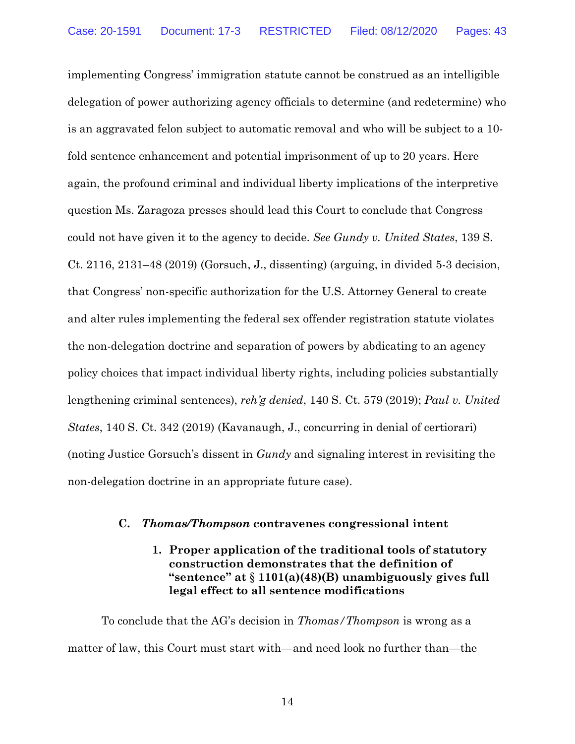implementing Congress' immigration statute cannot be construed as an intelligible delegation of power authorizing agency officials to determine (and redetermine) who is an aggravated felon subject to automatic removal and who will be subject to a 10-fold sentence enhancement and potential imprisonment of up to 20 years. Here again, the profound criminal and individual liberty implications of the interpretive question Ms. Zaragoza presses should lead this Court to conclude that Congress could not have given it to the agency to decide. *See Gundy v. United States*, 139 S. Ct. 2116, 2131–48 (2019) (Gorsuch, J., dissenting) (arguing, in divided 5-3 decision, that Congress' non-specific authorization for the U.S. Attorney General to create and alter rules implementing the federal sex offender registration statute violates the non-delegation doctrine and separation of powers by abdicating to an agency policy choices that impact individual liberty rights, including policies substantially lengthening criminal sentences), *reh'g denied*, 140 S. Ct. 579 (2019); *Paul v. United States*, 140 S. Ct. 342 (2019) (Kavanaugh, J., concurring in denial of certiorari) (noting Justice Gorsuch's dissent in *Gundy* and signaling interest in revisiting the non-delegation doctrine in an appropriate future case).

### C. *Thomas/Thompson* contravenes congressional intent

#### 1. Proper application of the traditional tools of statutory construction demonstrates that the definition of "sentence" at § 1101(a)(48)(B) unambiguously gives full legal effect to all sentence modifications

To conclude that the AG's decision in *Thomas/Thompson* is wrong as a matter of law, this Court must start with—and need look no further than—the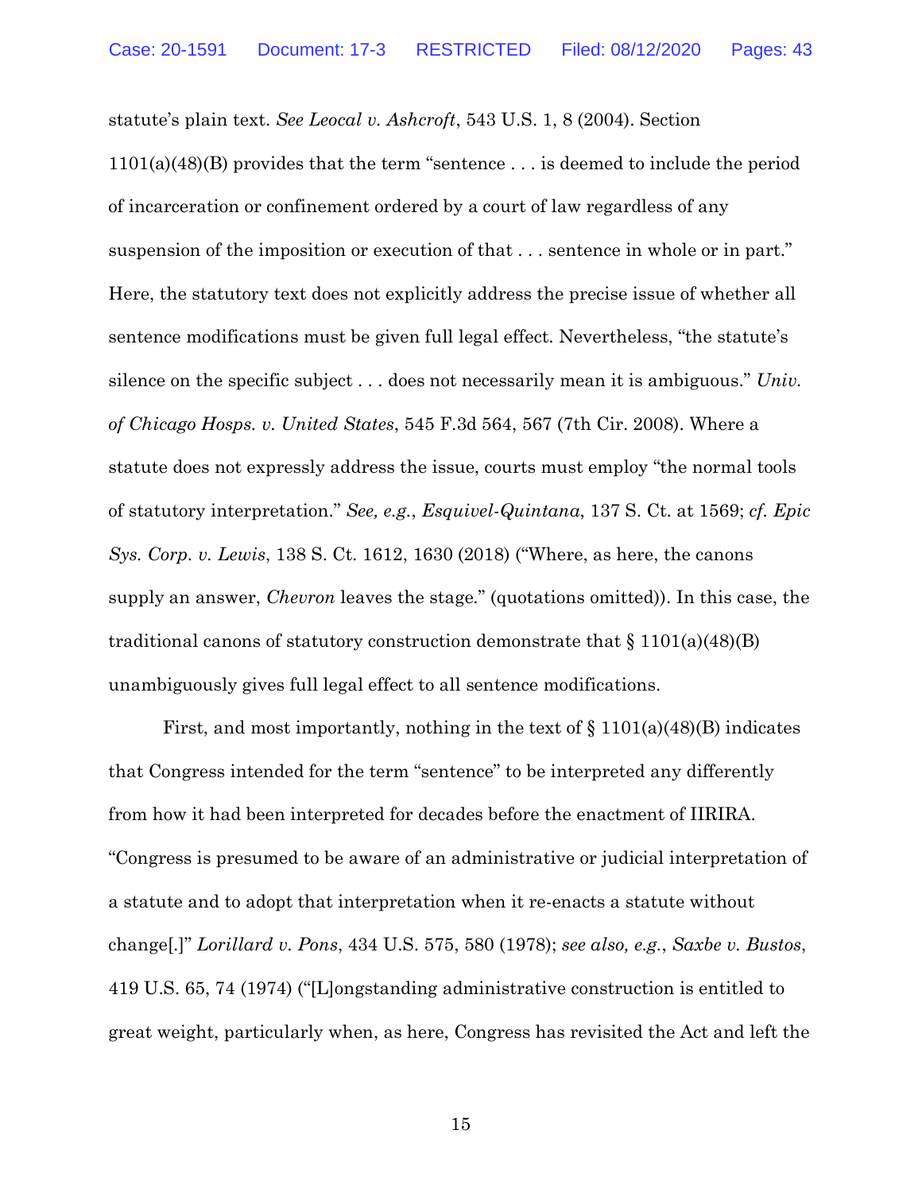statute's plain text. *See Leocal v. Ashcroft*, 543 U.S. 1, 8 (2004). Section 1101(a)(48)(B) provides that the term "sentence . . . is deemed to include the period of incarceration or confinement ordered by a court of law regardless of any suspension of the imposition or execution of that . . . sentence in whole or in part." Here, the statutory text does not explicitly address the precise issue of whether all sentence modifications must be given full legal effect. Nevertheless, "the statute's silence on the specific subject . . . does not necessarily mean it is ambiguous." *Univ. of Chicago Hosps. v. United States*, 545 F.3d 564, 567 (7th Cir. 2008). Where a statute does not expressly address the issue, courts must employ "the normal tools of statutory interpretation." *See, e.g.*, *Esquivel-Quintana*, 137 S. Ct. at 1569; *cf. Epic Sys. Corp. v. Lewis*, 138 S. Ct. 1612, 1630 (2018) ("Where, as here, the canons supply an answer, *Chevron* leaves the stage." (quotations omitted)). In this case, the traditional canons of statutory construction demonstrate that § 1101(a)(48)(B) unambiguously gives full legal effect to all sentence modifications.

First, and most importantly, nothing in the text of § 1101(a)(48)(B) indicates that Congress intended for the term "sentence" to be interpreted any differently from how it had been interpreted for decades before the enactment of IIRIRA. "Congress is presumed to be aware of an administrative or judicial interpretation of a statute and to adopt that interpretation when it re-enacts a statute without change[.]" *Lorillard v. Pons*, 434 U.S. 575, 580 (1978); *see also, e.g.*, *Saxbe v. Bustos*, 419 U.S. 65, 74 (1974) ("[L]ongstanding administrative construction is entitled to great weight, particularly when, as here, Congress has revisited the Act and left the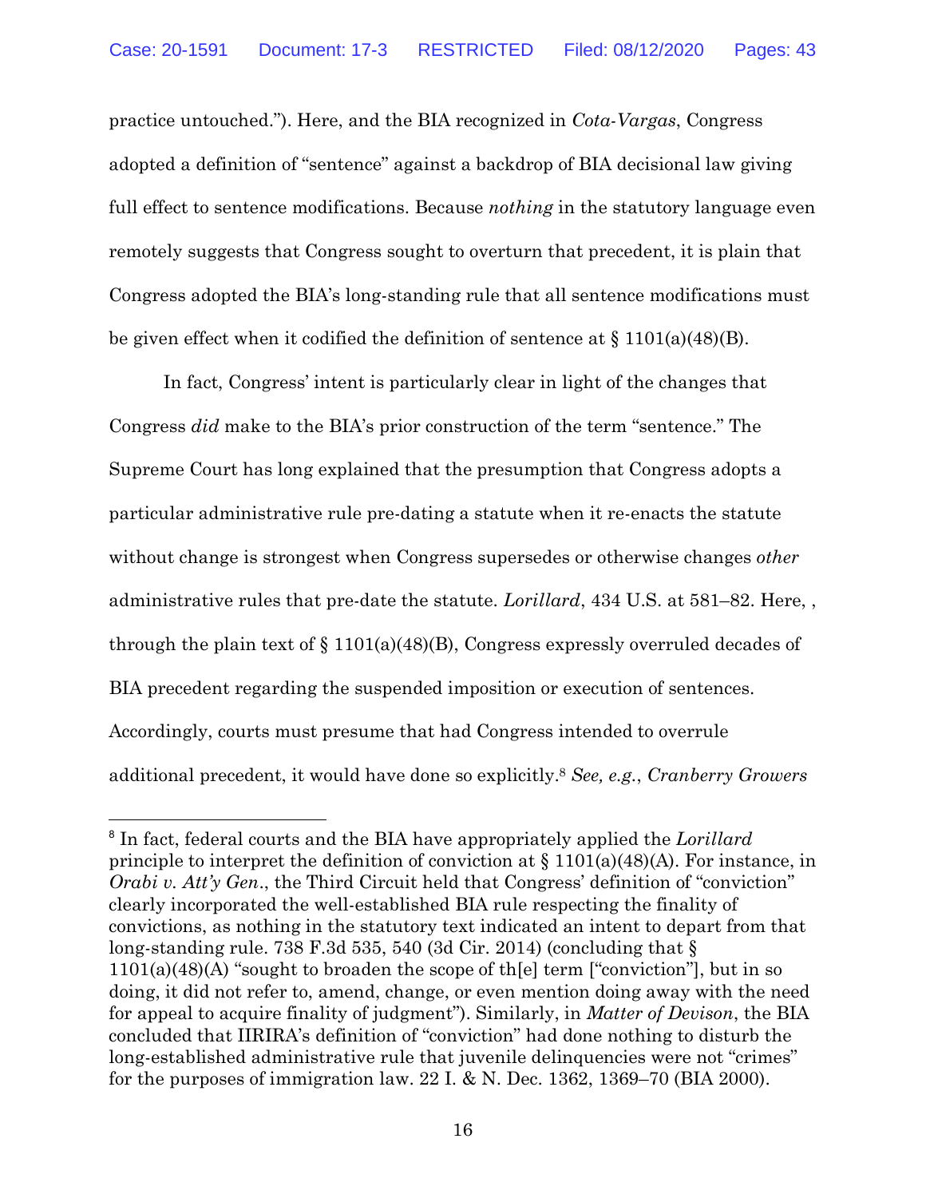practice untouched."). Here, and the BIA recognized in *Cota-Vargas*, Congress adopted a definition of "sentence" against a backdrop of BIA decisional law giving full effect to sentence modifications. Because *nothing* in the statutory language even remotely suggests that Congress sought to overturn that precedent, it is plain that Congress adopted the BIA's long-standing rule that all sentence modifications must be given effect when it codified the definition of sentence at § 1101(a)(48)(B).

In fact, Congress' intent is particularly clear in light of the changes that Congress *did* make to the BIA's prior construction of the term "sentence." The Supreme Court has long explained that the presumption that Congress adopts a particular administrative rule pre-dating a statute when it re-enacts the statute without change is strongest when Congress supersedes or otherwise changes *other* administrative rules that pre-date the statute. *Lorillard*, 434 U.S. at 581–82. Here, , through the plain text of § 1101(a)(48)(B), Congress expressly overruled decades of BIA precedent regarding the suspended imposition or execution of sentences. Accordingly, courts must presume that had Congress intended to overrule additional precedent, it would have done so explicitly.[8] *See, e.g.*, *Cranberry Growers*

[8] In fact, federal courts and the BIA have appropriately applied the *Lorillard* principle to interpret the definition of conviction at § 1101(a)(48)(A). For instance, in *Orabi v. Att'y Gen.*, the Third Circuit held that Congress' definition of "conviction" clearly incorporated the well-established BIA rule respecting the finality of convictions, as nothing in the statutory text indicated an intent to depart from that long-standing rule. 738 F.3d 535, 540 (3d Cir. 2014) (concluding that § 1101(a)(48)(A) "sought to broaden the scope of th[e] term ["conviction"], but in so doing, it did not refer to, amend, change, or even mention doing away with the need for appeal to acquire finality of judgment"). Similarly, in *Matter of Devison*, the BIA concluded that IIRIRA's definition of "conviction" had done nothing to disturb the long-established administrative rule that juvenile delinquencies were not "crimes" for the purposes of immigration law. 22 I. & N. Dec. 1362, 1369–70 (BIA 2000).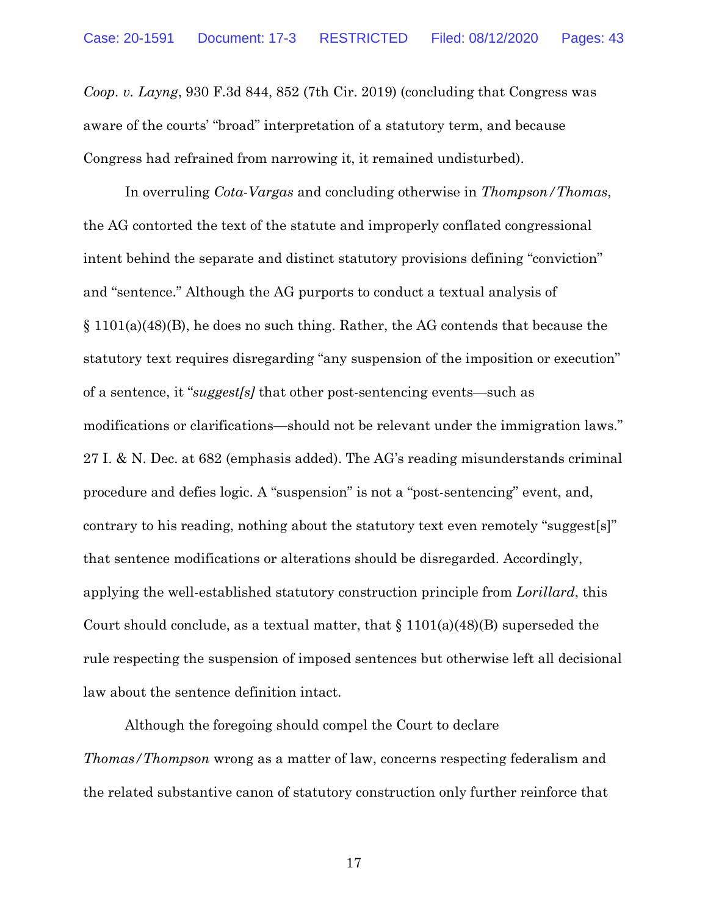*Coop. v. Layng*, 930 F.3d 844, 852 (7th Cir. 2019) (concluding that Congress was aware of the courts' "broad" interpretation of a statutory term, and because Congress had refrained from narrowing it, it remained undisturbed).

In overruling *Cota-Vargas* and concluding otherwise in *Thompson/Thomas*, the AG contorted the text of the statute and improperly conflated congressional intent behind the separate and distinct statutory provisions defining "conviction" and "sentence." Although the AG purports to conduct a textual analysis of § 1101(a)(48)(B), he does no such thing. Rather, the AG contends that because the statutory text requires disregarding "any suspension of the imposition or execution" of a sentence, it "*suggest[s]* that other post-sentencing events—such as modifications or clarifications—should not be relevant under the immigration laws." 27 I. & N. Dec. at 682 (emphasis added). The AG's reading misunderstands criminal procedure and defies logic. A "suspension" is not a "post-sentencing" event, and, contrary to his reading, nothing about the statutory text even remotely "suggest[s]" that sentence modifications or alterations should be disregarded. Accordingly, applying the well-established statutory construction principle from *Lorillard*, this Court should conclude, as a textual matter, that § 1101(a)(48)(B) superseded the rule respecting the suspension of imposed sentences but otherwise left all decisional law about the sentence definition intact.

Although the foregoing should compel the Court to declare *Thomas/Thompson* wrong as a matter of law, concerns respecting federalism and the related substantive canon of statutory construction only further reinforce that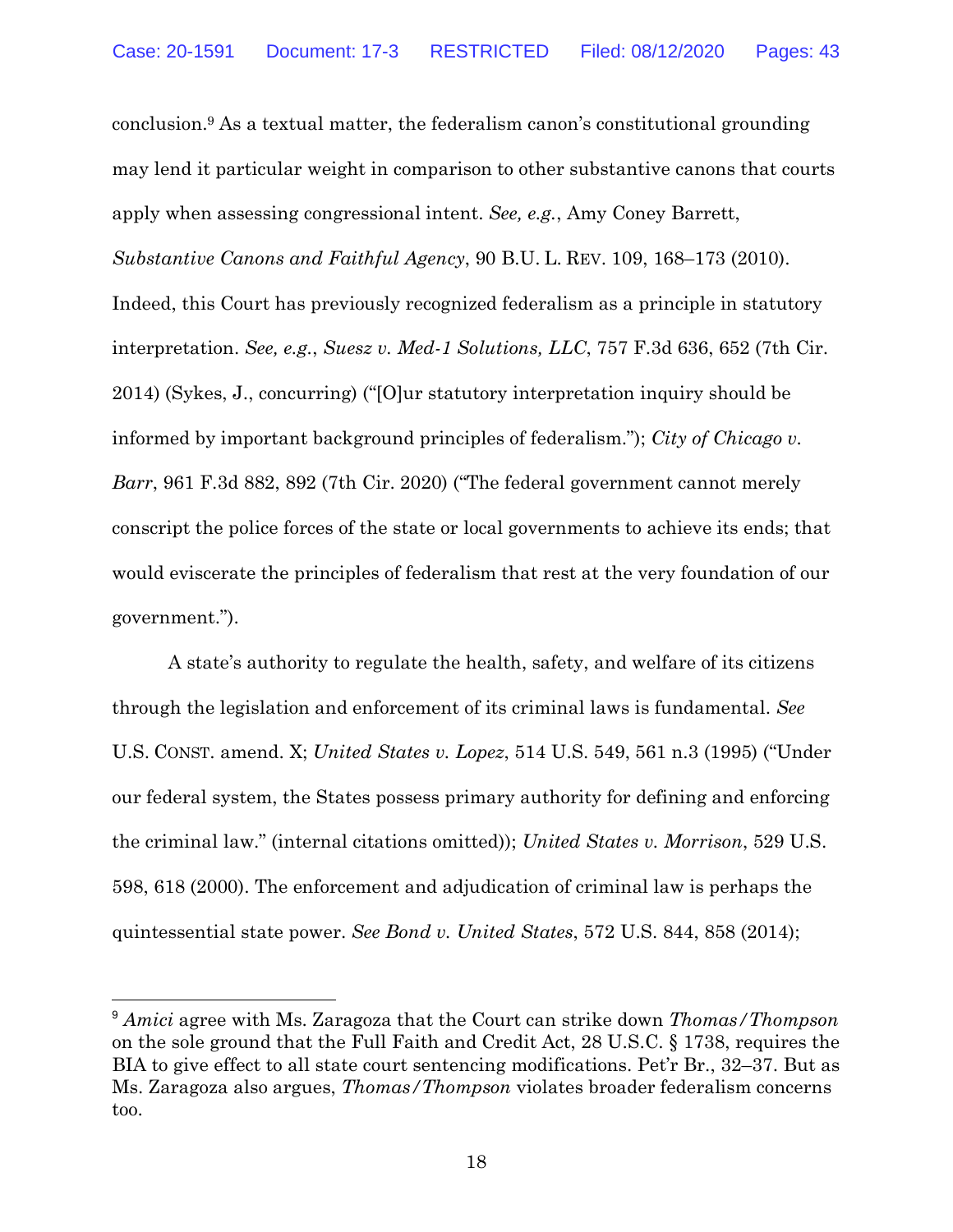conclusion.[9] As a textual matter, the federalism canon's constitutional grounding may lend it particular weight in comparison to other substantive canons that courts apply when assessing congressional intent. *See, e.g.*, Amy Coney Barrett, *Substantive Canons and Faithful Agency*, 90 B.U. L. REV. 109, 168–173 (2010). Indeed, this Court has previously recognized federalism as a principle in statutory interpretation. *See, e.g.*, *Suesz v. Med-1 Solutions, LLC*, 757 F.3d 636, 652 (7th Cir. 2014) (Sykes, J., concurring) ("[O]ur statutory interpretation inquiry should be informed by important background principles of federalism."); *City of Chicago v. Barr*, 961 F.3d 882, 892 (7th Cir. 2020) ("The federal government cannot merely conscript the police forces of the state or local governments to achieve its ends; that would eviscerate the principles of federalism that rest at the very foundation of our government.").

A state's authority to regulate the health, safety, and welfare of its citizens through the legislation and enforcement of its criminal laws is fundamental. *See* U.S. CONST. amend. X; *United States v. Lopez*, 514 U.S. 549, 561 n.3 (1995) ("Under our federal system, the States possess primary authority for defining and enforcing the criminal law." (internal citations omitted)); *United States v. Morrison*, 529 U.S. 598, 618 (2000). The enforcement and adjudication of criminal law is perhaps the quintessential state power. *See Bond v. United States*, 572 U.S. 844, 858 (2014);

---

[9] *Amici* agree with Ms. Zaragoza that the Court can strike down *Thomas/Thompson* on the sole ground that the Full Faith and Credit Act, 28 U.S.C. § 1738, requires the BIA to give effect to all state court sentencing modifications. Pet'r Br., 32–37. But as Ms. Zaragoza also argues, *Thomas/Thompson* violates broader federalism concerns too.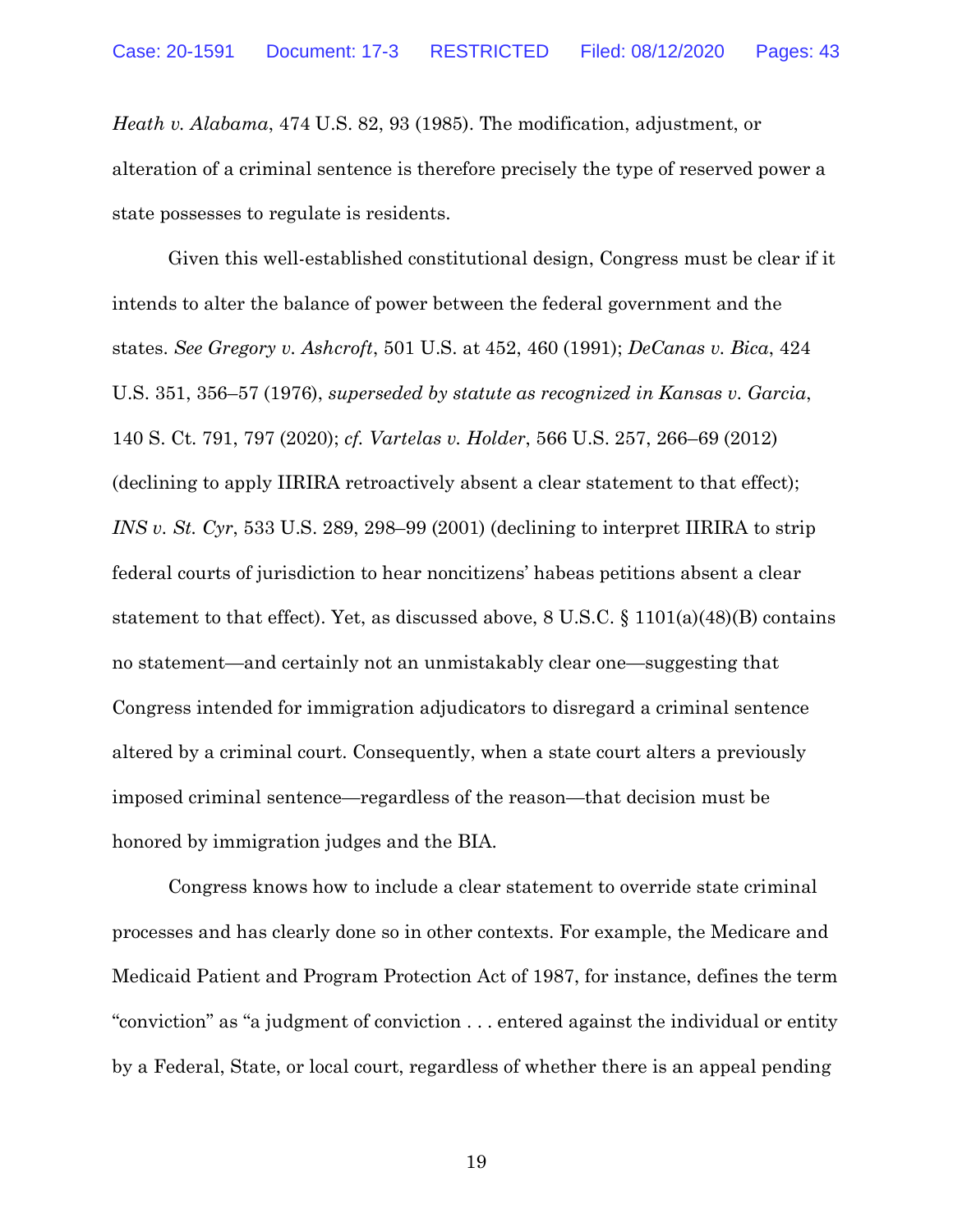*Heath v. Alabama*, 474 U.S. 82, 93 (1985). The modification, adjustment, or alteration of a criminal sentence is therefore precisely the type of reserved power a state possesses to regulate is residents.

Given this well-established constitutional design, Congress must be clear if it intends to alter the balance of power between the federal government and the states. *See Gregory v. Ashcroft*, 501 U.S. at 452, 460 (1991); *DeCanas v. Bica*, 424 U.S. 351, 356–57 (1976), *superseded by statute as recognized in Kansas v. Garcia*, 140 S. Ct. 791, 797 (2020); *cf. Vartelas v. Holder*, 566 U.S. 257, 266–69 (2012) (declining to apply IIRIRA retroactively absent a clear statement to that effect); *INS v. St. Cyr*, 533 U.S. 289, 298–99 (2001) (declining to interpret IIRIRA to strip federal courts of jurisdiction to hear noncitizens' habeas petitions absent a clear statement to that effect). Yet, as discussed above, 8 U.S.C. § 1101(a)(48)(B) contains no statement—and certainly not an unmistakably clear one—suggesting that Congress intended for immigration adjudicators to disregard a criminal sentence altered by a criminal court. Consequently, when a state court alters a previously imposed criminal sentence—regardless of the reason—that decision must be honored by immigration judges and the BIA.

Congress knows how to include a clear statement to override state criminal processes and has clearly done so in other contexts. For example, the Medicare and Medicaid Patient and Program Protection Act of 1987, for instance, defines the term "conviction" as "a judgment of conviction . . . entered against the individual or entity by a Federal, State, or local court, regardless of whether there is an appeal pending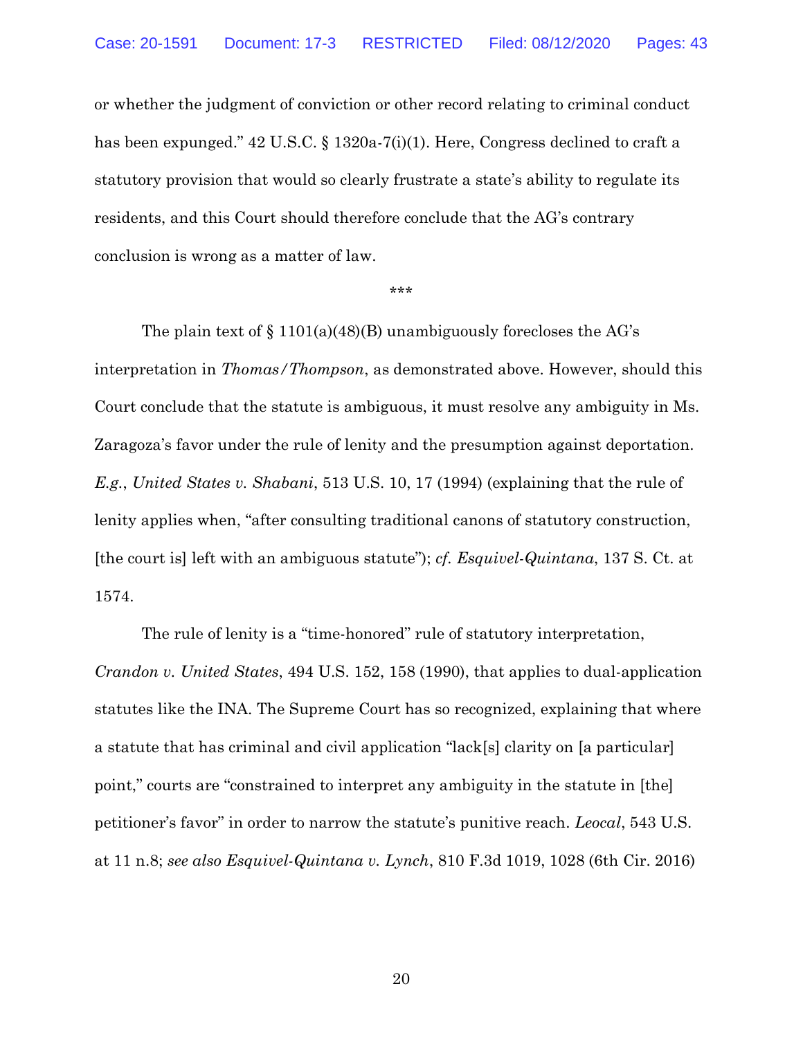or whether the judgment of conviction or other record relating to criminal conduct has been expunged." 42 U.S.C. § 1320a-7(i)(1). Here, Congress declined to craft a statutory provision that would so clearly frustrate a state's ability to regulate its residents, and this Court should therefore conclude that the AG's contrary conclusion is wrong as a matter of law.

\*\*\*

The plain text of § 1101(a)(48)(B) unambiguously forecloses the AG's interpretation in *Thomas/Thompson*, as demonstrated above. However, should this Court conclude that the statute is ambiguous, it must resolve any ambiguity in Ms. Zaragoza's favor under the rule of lenity and the presumption against deportation. *E.g.*, *United States v. Shabani*, 513 U.S. 10, 17 (1994) (explaining that the rule of lenity applies when, "after consulting traditional canons of statutory construction, [the court is] left with an ambiguous statute"); *cf. Esquivel-Quintana*, 137 S. Ct. at 1574.

The rule of lenity is a "time-honored" rule of statutory interpretation, *Crandon v. United States*, 494 U.S. 152, 158 (1990), that applies to dual-application statutes like the INA. The Supreme Court has so recognized, explaining that where a statute that has criminal and civil application "lack[s] clarity on [a particular] point," courts are "constrained to interpret any ambiguity in the statute in [the] petitioner's favor" in order to narrow the statute's punitive reach. *Leocal*, 543 U.S. at 11 n.8; *see also Esquivel-Quintana v. Lynch*, 810 F.3d 1019, 1028 (6th Cir. 2016)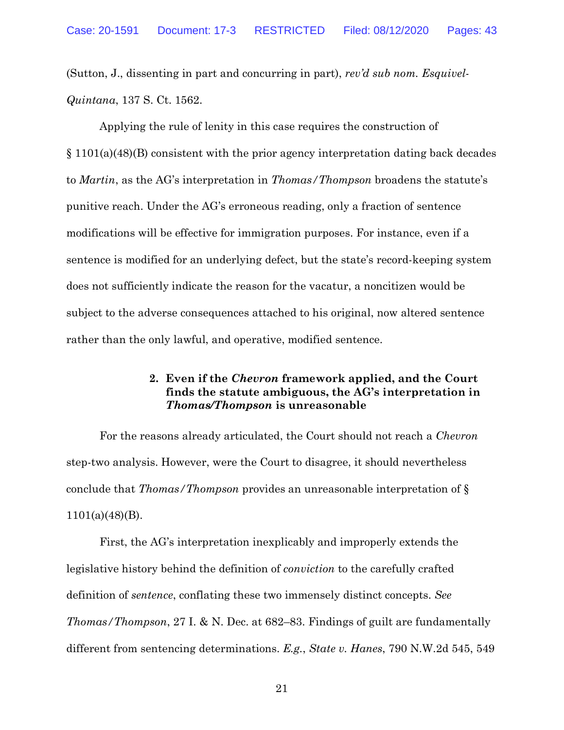(Sutton, J., dissenting in part and concurring in part), *rev'd sub nom. Esquivel-Quintana*, 137 S. Ct. 1562.

Applying the rule of lenity in this case requires the construction of § 1101(a)(48)(B) consistent with the prior agency interpretation dating back decades to *Martin*, as the AG's interpretation in *Thomas/Thompson* broadens the statute's punitive reach. Under the AG's erroneous reading, only a fraction of sentence modifications will be effective for immigration purposes. For instance, even if a sentence is modified for an underlying defect, but the state's record-keeping system does not sufficiently indicate the reason for the vacatur, a noncitizen would be subject to the adverse consequences attached to his original, now altered sentence rather than the only lawful, and operative, modified sentence.

### 2. Even if the *Chevron* framework applied, and the Court finds the statute ambiguous, the AG's interpretation in *Thomas/Thompson* is unreasonable

For the reasons already articulated, the Court should not reach a *Chevron* step-two analysis. However, were the Court to disagree, it should nevertheless conclude that *Thomas/Thompson* provides an unreasonable interpretation of § 1101(a)(48)(B).

First, the AG's interpretation inexplicably and improperly extends the legislative history behind the definition of *conviction* to the carefully crafted definition of *sentence*, conflating these two immensely distinct concepts. *See Thomas/Thompson*, 27 I. & N. Dec. at 682–83. Findings of guilt are fundamentally different from sentencing determinations. *E.g.*, *State v. Hanes*, 790 N.W.2d 545, 549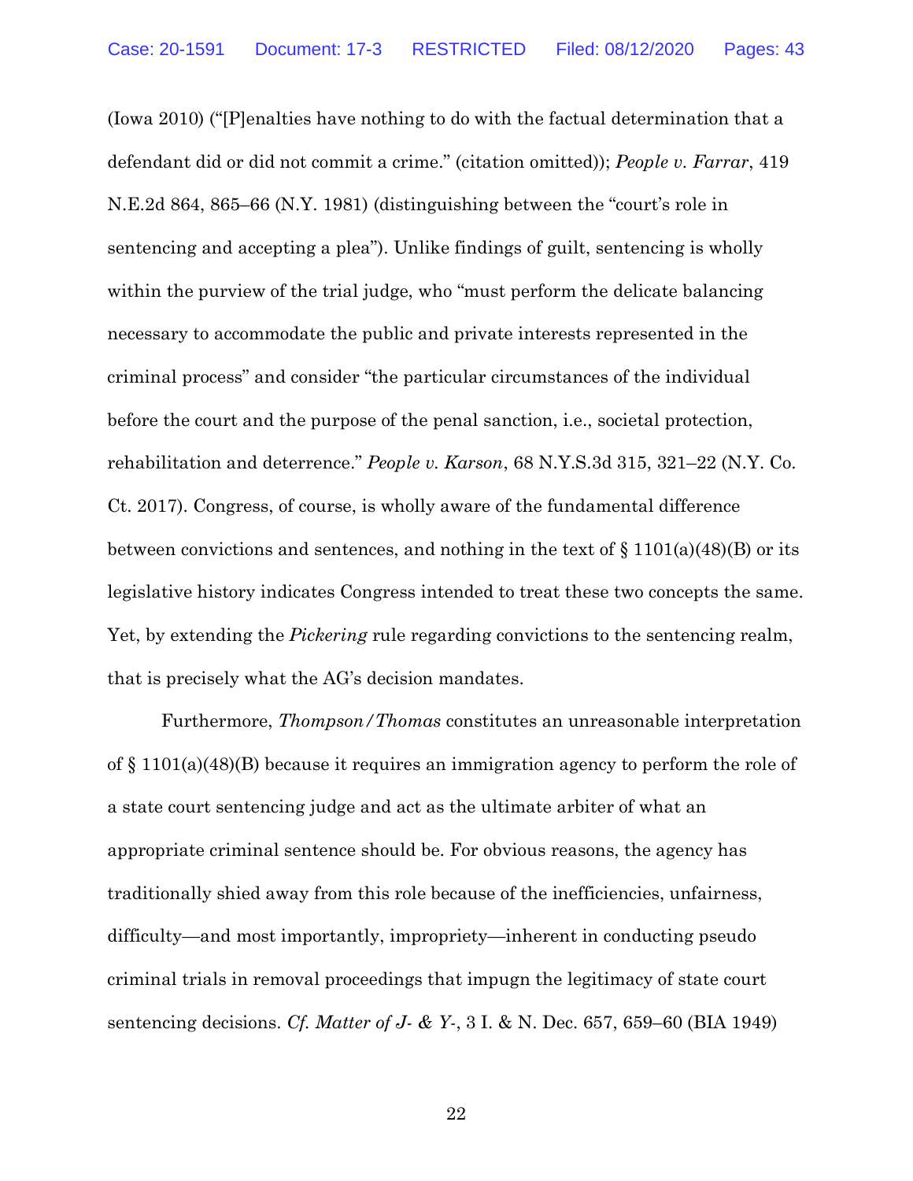(Iowa 2010) ("[P]enalties have nothing to do with the factual determination that a defendant did or did not commit a crime." (citation omitted)); *People v. Farrar*, 419 N.E.2d 864, 865–66 (N.Y. 1981) (distinguishing between the "court's role in sentencing and accepting a plea"). Unlike findings of guilt, sentencing is wholly within the purview of the trial judge, who "must perform the delicate balancing necessary to accommodate the public and private interests represented in the criminal process" and consider "the particular circumstances of the individual before the court and the purpose of the penal sanction, i.e., societal protection, rehabilitation and deterrence." *People v. Karson*, 68 N.Y.S.3d 315, 321–22 (N.Y. Co. Ct. 2017). Congress, of course, is wholly aware of the fundamental difference between convictions and sentences, and nothing in the text of § 1101(a)(48)(B) or its legislative history indicates Congress intended to treat these two concepts the same. Yet, by extending the *Pickering* rule regarding convictions to the sentencing realm, that is precisely what the AG's decision mandates.

Furthermore, *Thompson/Thomas* constitutes an unreasonable interpretation of § 1101(a)(48)(B) because it requires an immigration agency to perform the role of a state court sentencing judge and act as the ultimate arbiter of what an appropriate criminal sentence should be. For obvious reasons, the agency has traditionally shied away from this role because of the inefficiencies, unfairness, difficulty—and most importantly, impropriety—inherent in conducting pseudo criminal trials in removal proceedings that impugn the legitimacy of state court sentencing decisions. *Cf. Matter of J- & Y-*, 3 I. & N. Dec. 657, 659–60 (BIA 1949)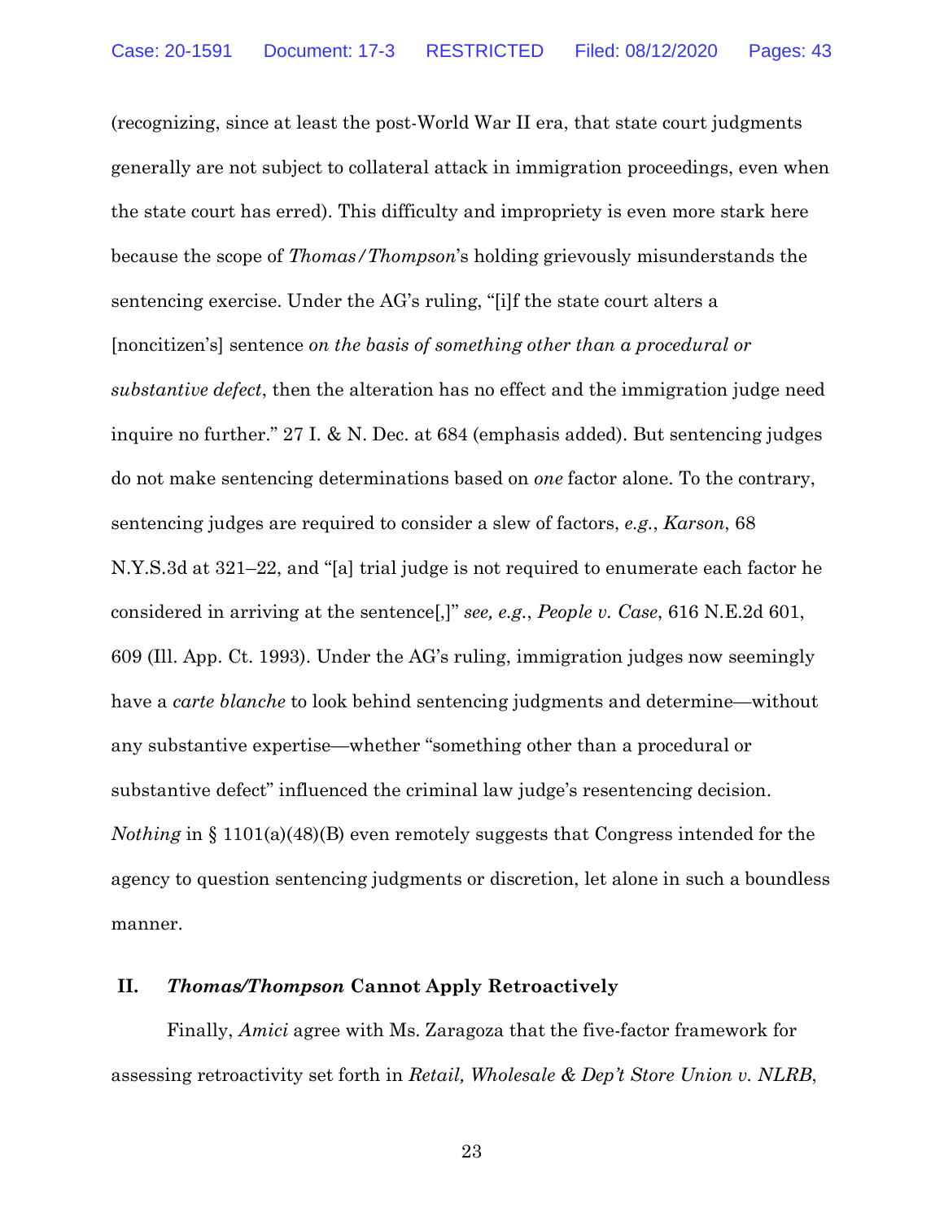(recognizing, since at least the post-World War II era, that state court judgments generally are not subject to collateral attack in immigration proceedings, even when the state court has erred). This difficulty and impropriety is even more stark here because the scope of *Thomas/Thompson*'s holding grievously misunderstands the sentencing exercise. Under the AG's ruling, "[i]f the state court alters a [noncitizen's] sentence *on the basis of something other than a procedural or substantive defect*, then the alteration has no effect and the immigration judge need inquire no further." 27 I. & N. Dec. at 684 (emphasis added). But sentencing judges do not make sentencing determinations based on *one* factor alone. To the contrary, sentencing judges are required to consider a slew of factors, *e.g.*, *Karson*, 68 N.Y.S.3d at 321–22, and "[a] trial judge is not required to enumerate each factor he considered in arriving at the sentence[,]" *see, e.g.*, *People v. Case*, 616 N.E.2d 601, 609 (Ill. App. Ct. 1993). Under the AG's ruling, immigration judges now seemingly have a *carte blanche* to look behind sentencing judgments and determine—without any substantive expertise—whether "something other than a procedural or substantive defect" influenced the criminal law judge's resentencing decision. *Nothing* in § 1101(a)(48)(B) even remotely suggests that Congress intended for the agency to question sentencing judgments or discretion, let alone in such a boundless manner.

## II. *Thomas/Thompson* Cannot Apply Retroactively

Finally, *Amici* agree with Ms. Zaragoza that the five-factor framework for assessing retroactivity set forth in *Retail, Wholesale & Dep't Store Union v. NLRB*,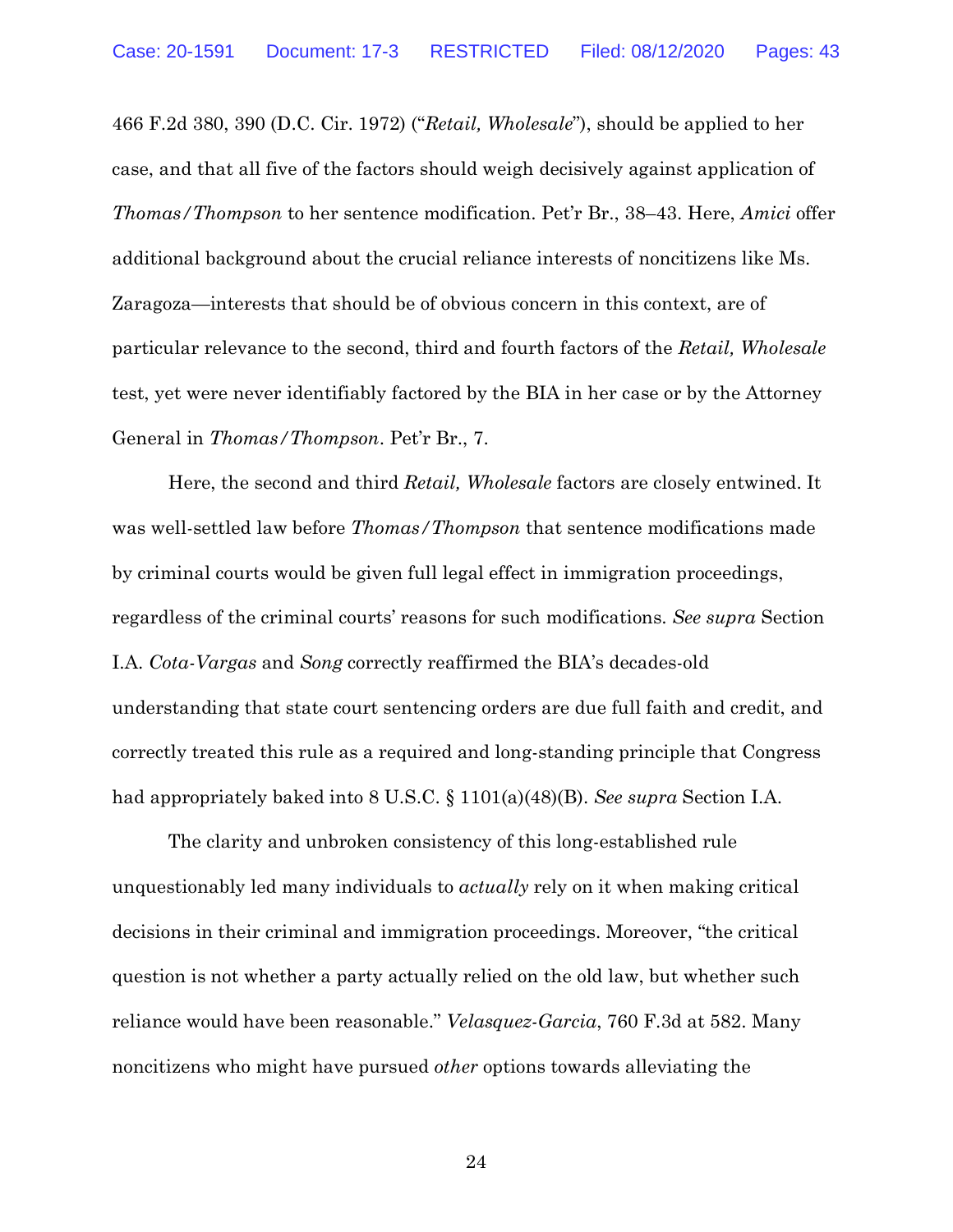466 F.2d 380, 390 (D.C. Cir. 1972) ("*Retail, Wholesale*"), should be applied to her case, and that all five of the factors should weigh decisively against application of *Thomas/Thompson* to her sentence modification. Pet'r Br., 38–43. Here, *Amici* offer additional background about the crucial reliance interests of noncitizens like Ms. Zaragoza—interests that should be of obvious concern in this context, are of particular relevance to the second, third and fourth factors of the *Retail, Wholesale* test, yet were never identifiably factored by the BIA in her case or by the Attorney General in *Thomas/Thompson*. Pet'r Br., 7.

Here, the second and third *Retail, Wholesale* factors are closely entwined. It was well-settled law before *Thomas/Thompson* that sentence modifications made by criminal courts would be given full legal effect in immigration proceedings, regardless of the criminal courts' reasons for such modifications. *See supra* Section I.A. *Cota-Vargas* and *Song* correctly reaffirmed the BIA's decades-old understanding that state court sentencing orders are due full faith and credit, and correctly treated this rule as a required and long-standing principle that Congress had appropriately baked into 8 U.S.C. § 1101(a)(48)(B). *See supra* Section I.A.

The clarity and unbroken consistency of this long-established rule unquestionably led many individuals to *actually* rely on it when making critical decisions in their criminal and immigration proceedings. Moreover, "the critical question is not whether a party actually relied on the old law, but whether such reliance would have been reasonable." *Velasquez-Garcia*, 760 F.3d at 582. Many noncitizens who might have pursued *other* options towards alleviating the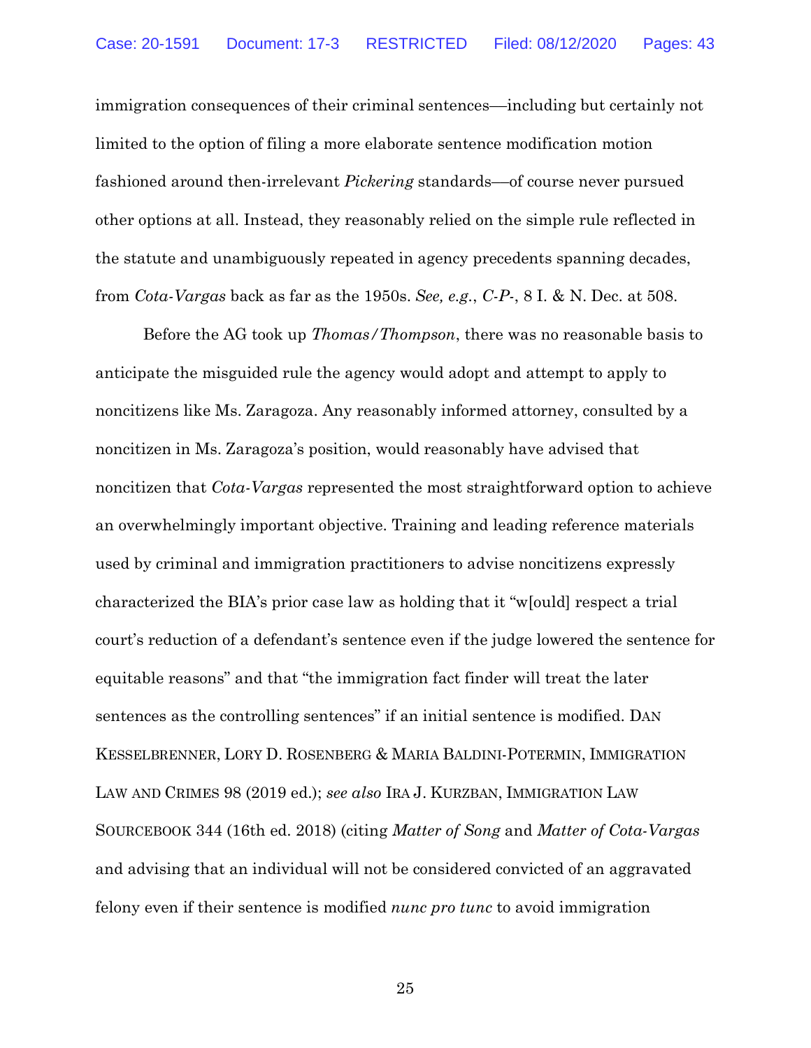immigration consequences of their criminal sentences—including but certainly not limited to the option of filing a more elaborate sentence modification motion fashioned around then-irrelevant *Pickering* standards—of course never pursued other options at all. Instead, they reasonably relied on the simple rule reflected in the statute and unambiguously repeated in agency precedents spanning decades, from *Cota-Vargas* back as far as the 1950s. *See, e.g.*, *C-P-*, 8 I. & N. Dec. at 508.

Before the AG took up *Thomas/Thompson*, there was no reasonable basis to anticipate the misguided rule the agency would adopt and attempt to apply to noncitizens like Ms. Zaragoza. Any reasonably informed attorney, consulted by a noncitizen in Ms. Zaragoza's position, would reasonably have advised that noncitizen that *Cota-Vargas* represented the most straightforward option to achieve an overwhelmingly important objective. Training and leading reference materials used by criminal and immigration practitioners to advise noncitizens expressly characterized the BIA's prior case law as holding that it "w[ould] respect a trial court's reduction of a defendant's sentence even if the judge lowered the sentence for equitable reasons" and that "the immigration fact finder will treat the later sentences as the controlling sentences" if an initial sentence is modified. DAN KESSELBRENNER, LORY D. ROSENBERG & MARIA BALDINI-POTERMIN, IMMIGRATION LAW AND CRIMES 98 (2019 ed.); *see also* IRA J. KURZBAN, IMMIGRATION LAW SOURCEBOOK 344 (16th ed. 2018) (citing *Matter of Song* and *Matter of Cota-Vargas* and advising that an individual will not be considered convicted of an aggravated felony even if their sentence is modified *nunc pro tunc* to avoid immigration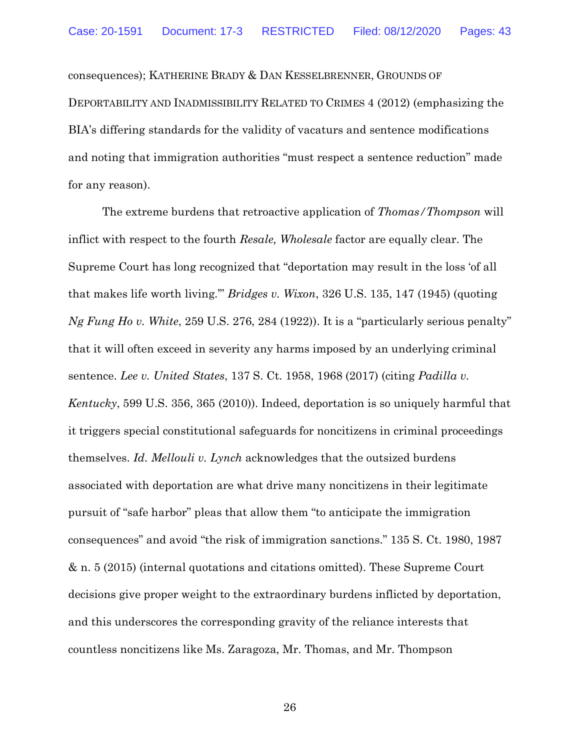consequences); KATHERINE BRADY & DAN KESSELBRENNER, GROUNDS OF DEPORTABILITY AND INADMISSIBILITY RELATED TO CRIMES 4 (2012) (emphasizing the BIA's differing standards for the validity of vacaturs and sentence modifications and noting that immigration authorities "must respect a sentence reduction" made for any reason).

The extreme burdens that retroactive application of *Thomas/Thompson* will inflict with respect to the fourth *Resale, Wholesale* factor are equally clear. The Supreme Court has long recognized that "deportation may result in the loss 'of all that makes life worth living.'" *Bridges v. Wixon*, 326 U.S. 135, 147 (1945) (quoting *Ng Fung Ho v. White*, 259 U.S. 276, 284 (1922)). It is a "particularly serious penalty" that it will often exceed in severity any harms imposed by an underlying criminal sentence. *Lee v. United States*, 137 S. Ct. 1958, 1968 (2017) (citing *Padilla v. Kentucky*, 599 U.S. 356, 365 (2010)). Indeed, deportation is so uniquely harmful that it triggers special constitutional safeguards for noncitizens in criminal proceedings themselves. *Id*. *Mellouli v. Lynch* acknowledges that the outsized burdens associated with deportation are what drive many noncitizens in their legitimate pursuit of "safe harbor" pleas that allow them "to anticipate the immigration consequences" and avoid "the risk of immigration sanctions." 135 S. Ct. 1980, 1987 & n. 5 (2015) (internal quotations and citations omitted). These Supreme Court decisions give proper weight to the extraordinary burdens inflicted by deportation, and this underscores the corresponding gravity of the reliance interests that countless noncitizens like Ms. Zaragoza, Mr. Thomas, and Mr. Thompson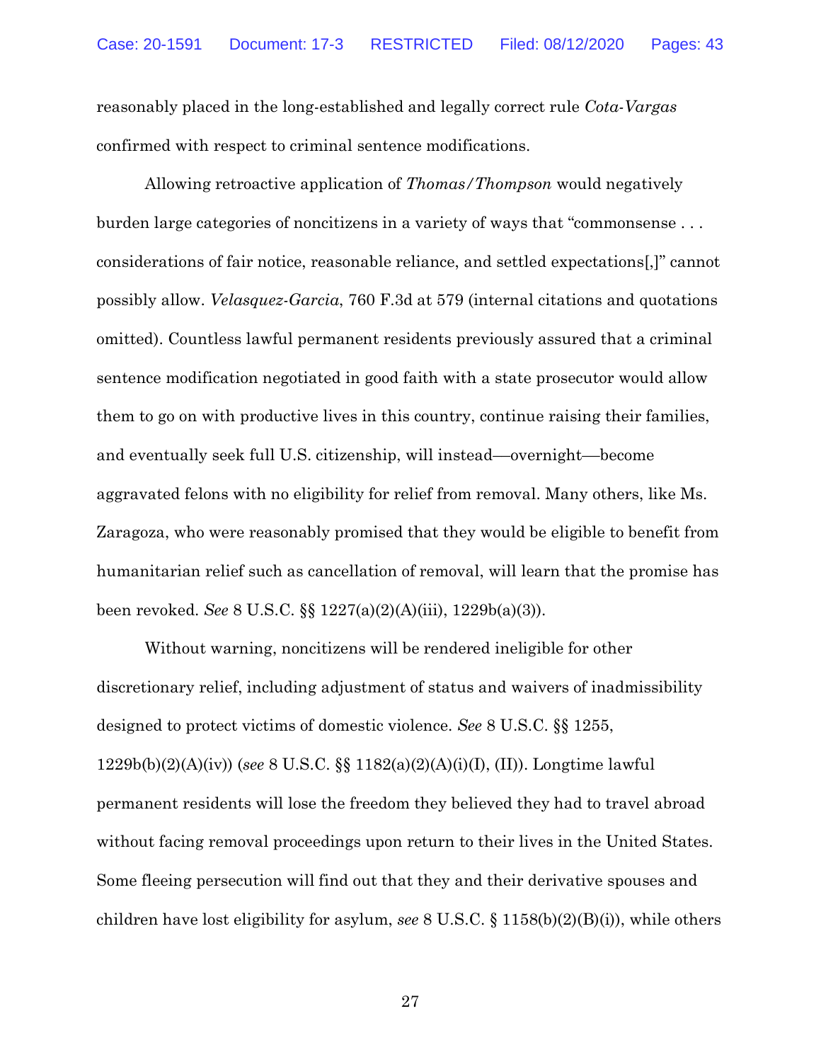reasonably placed in the long-established and legally correct rule *Cota-Vargas* confirmed with respect to criminal sentence modifications.

Allowing retroactive application of *Thomas/Thompson* would negatively burden large categories of noncitizens in a variety of ways that "commonsense . . . considerations of fair notice, reasonable reliance, and settled expectations[,]" cannot possibly allow. *Velasquez-Garcia*, 760 F.3d at 579 (internal citations and quotations omitted). Countless lawful permanent residents previously assured that a criminal sentence modification negotiated in good faith with a state prosecutor would allow them to go on with productive lives in this country, continue raising their families, and eventually seek full U.S. citizenship, will instead—overnight—become aggravated felons with no eligibility for relief from removal. Many others, like Ms. Zaragoza, who were reasonably promised that they would be eligible to benefit from humanitarian relief such as cancellation of removal, will learn that the promise has been revoked. *See* 8 U.S.C. §§ 1227(a)(2)(A)(iii), 1229b(a)(3)).

Without warning, noncitizens will be rendered ineligible for other discretionary relief, including adjustment of status and waivers of inadmissibility designed to protect victims of domestic violence. *See* 8 U.S.C. §§ 1255, 1229b(b)(2)(A)(iv)) (*see* 8 U.S.C. §§ 1182(a)(2)(A)(i)(I), (II)). Longtime lawful permanent residents will lose the freedom they believed they had to travel abroad without facing removal proceedings upon return to their lives in the United States. Some fleeing persecution will find out that they and their derivative spouses and children have lost eligibility for asylum, *see* 8 U.S.C. § 1158(b)(2)(B)(i)), while others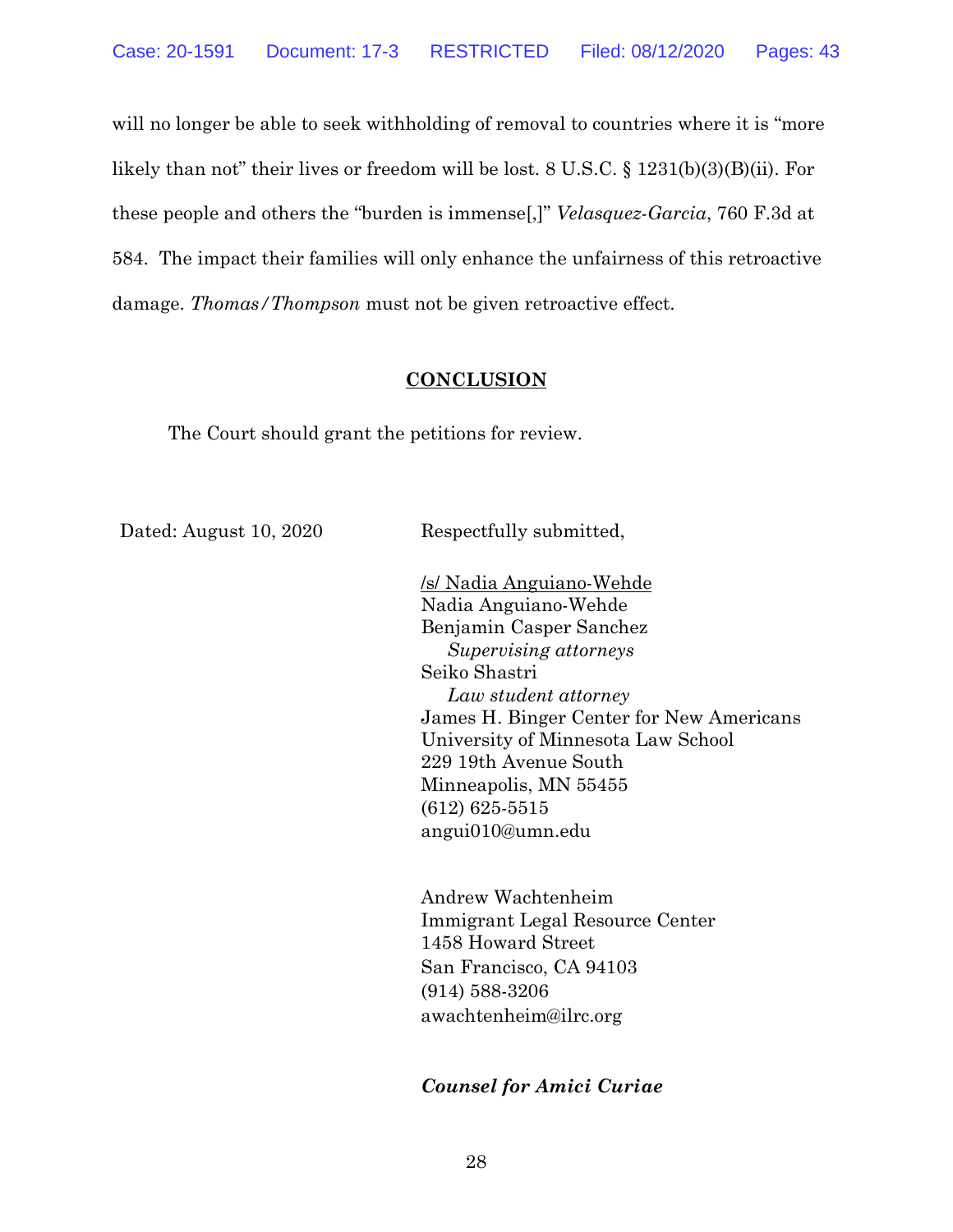will no longer be able to seek withholding of removal to countries where it is "more likely than not" their lives or freedom will be lost. 8 U.S.C. § 1231(b)(3)(B)(ii). For these people and others the "burden is immense[,]" *Velasquez-Garcia*, 760 F.3d at 584. The impact their families will only enhance the unfairness of this retroactive damage. *Thomas/Thompson* must not be given retroactive effect.

## CONCLUSION

The Court should grant the petitions for review.

Dated: August 10, 2020

Respectfully submitted,

/s/ Nadia Anguiano-Wehde
Nadia Anguiano-Wehde
Benjamin Casper Sanchez
*Supervising attorneys*
Seiko Shastri
*Law student attorney*
James H. Binger Center for New Americans
University of Minnesota Law School
229 19th Avenue South
Minneapolis, MN 55455
(612) 625-5515
angui010@umn.edu

Andrew Wachtenheim
Immigrant Legal Resource Center
1458 Howard Street
San Francisco, CA 94103
(914) 588-3206
awachtenheim@ilrc.org

***Counsel for Amici Curiae***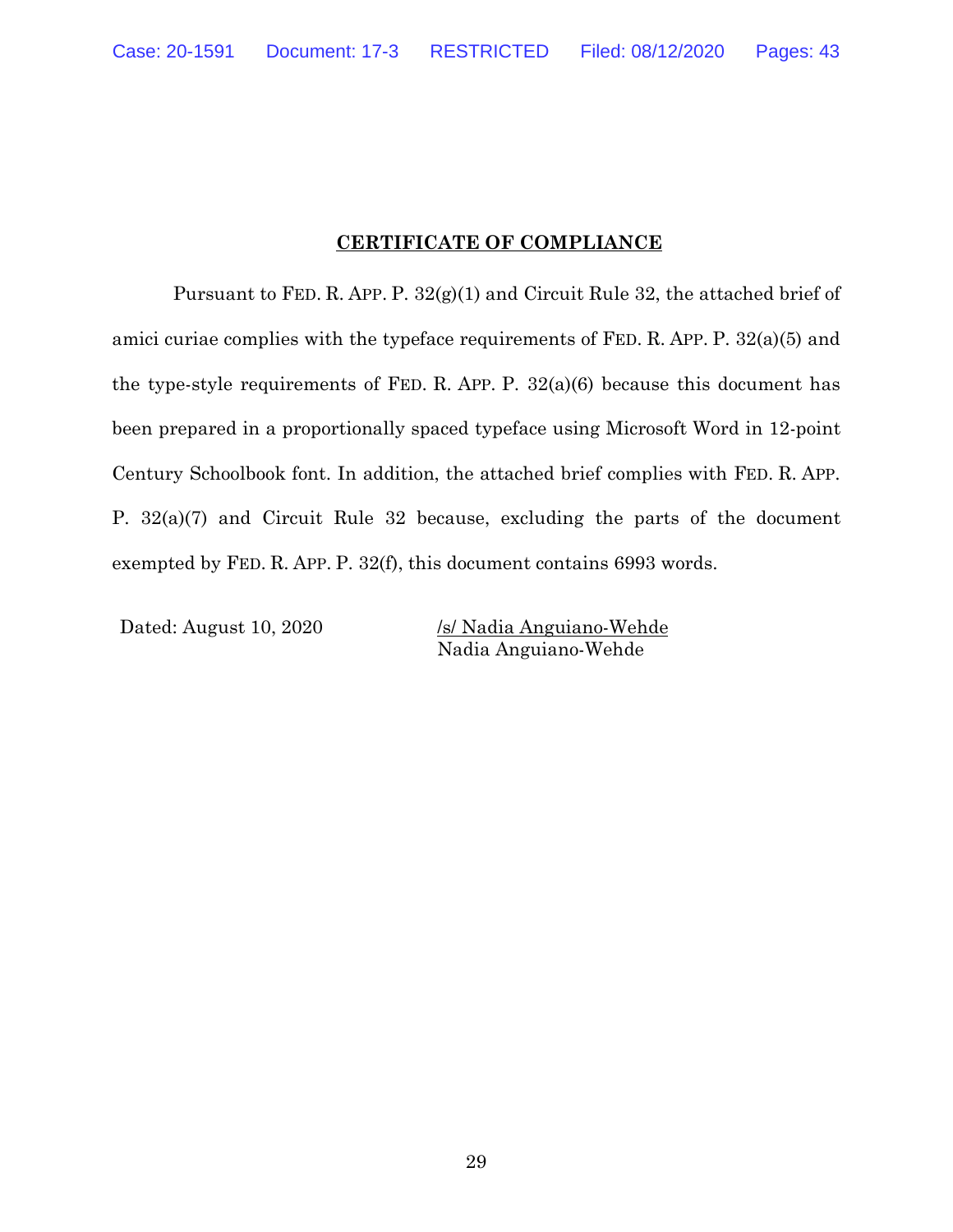# CERTIFICATE OF COMPLIANCE

Pursuant to FED. R. APP. P. 32(g)(1) and Circuit Rule 32, the attached brief of amici curiae complies with the typeface requirements of FED. R. APP. P. 32(a)(5) and the type-style requirements of FED. R. APP. P. 32(a)(6) because this document has been prepared in a proportionally spaced typeface using Microsoft Word in 12-point Century Schoolbook font. In addition, the attached brief complies with FED. R. APP. P. 32(a)(7) and Circuit Rule 32 because, excluding the parts of the document exempted by FED. R. APP. P. 32(f), this document contains 6993 words.

Dated: August 10, 2020

/s/ Nadia Anguiano-Wehde
Nadia Anguiano-Wehde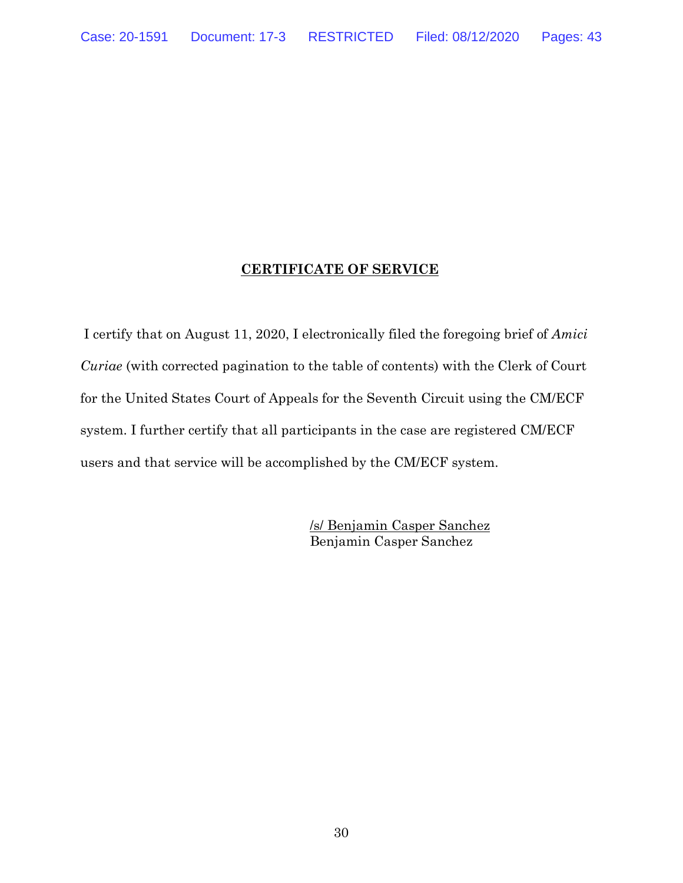## CERTIFICATE OF SERVICE

I certify that on August 11, 2020, I electronically filed the foregoing brief of *Amici Curiae* (with corrected pagination to the table of contents) with the Clerk of Court for the United States Court of Appeals for the Seventh Circuit using the CM/ECF system. I further certify that all participants in the case are registered CM/ECF users and that service will be accomplished by the CM/ECF system.

/s/ Benjamin Casper Sanchez
Benjamin Casper Sanchez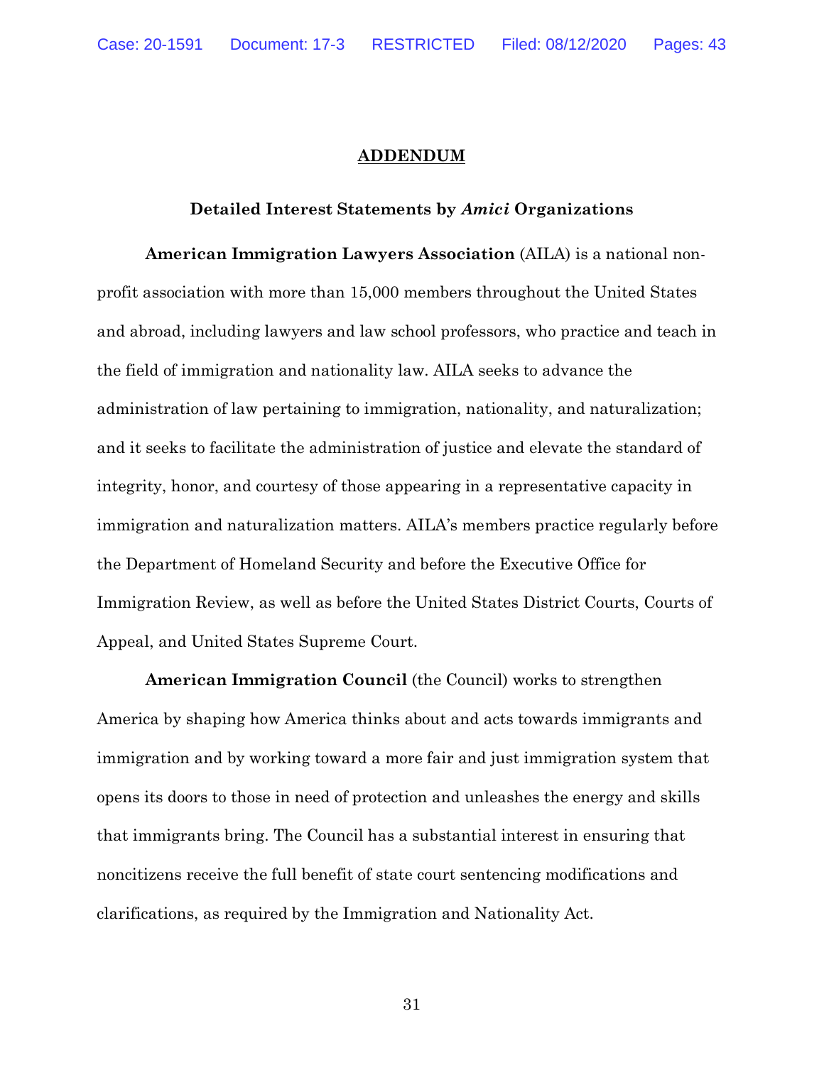## ADDENDUM

### Detailed Interest Statements by *Amici* Organizations

**American Immigration Lawyers Association** (AILA) is a national non-profit association with more than 15,000 members throughout the United States and abroad, including lawyers and law school professors, who practice and teach in the field of immigration and nationality law. AILA seeks to advance the administration of law pertaining to immigration, nationality, and naturalization; and it seeks to facilitate the administration of justice and elevate the standard of integrity, honor, and courtesy of those appearing in a representative capacity in immigration and naturalization matters. AILA's members practice regularly before the Department of Homeland Security and before the Executive Office for Immigration Review, as well as before the United States District Courts, Courts of Appeal, and United States Supreme Court.

**American Immigration Council** (the Council) works to strengthen America by shaping how America thinks about and acts towards immigrants and immigration and by working toward a more fair and just immigration system that opens its doors to those in need of protection and unleashes the energy and skills that immigrants bring. The Council has a substantial interest in ensuring that noncitizens receive the full benefit of state court sentencing modifications and clarifications, as required by the Immigration and Nationality Act.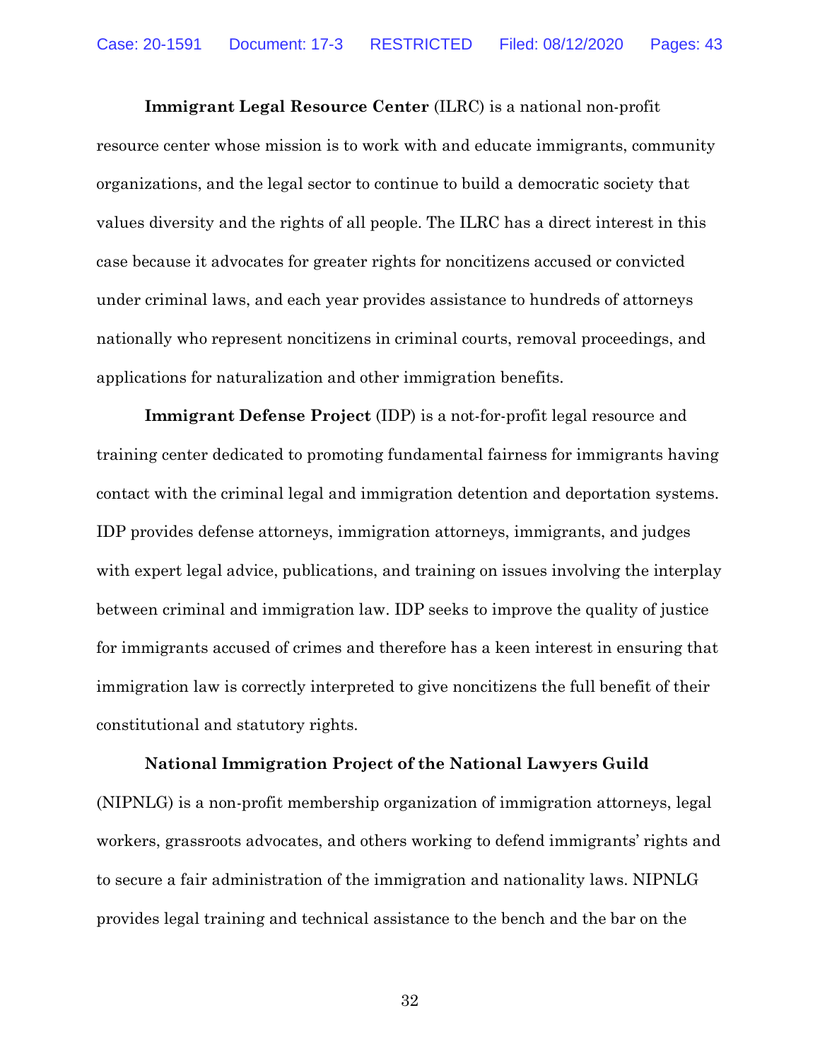**Immigrant Legal Resource Center** (ILRC) is a national non-profit resource center whose mission is to work with and educate immigrants, community organizations, and the legal sector to continue to build a democratic society that values diversity and the rights of all people. The ILRC has a direct interest in this case because it advocates for greater rights for noncitizens accused or convicted under criminal laws, and each year provides assistance to hundreds of attorneys nationally who represent noncitizens in criminal courts, removal proceedings, and applications for naturalization and other immigration benefits.

**Immigrant Defense Project** (IDP) is a not-for-profit legal resource and training center dedicated to promoting fundamental fairness for immigrants having contact with the criminal legal and immigration detention and deportation systems. IDP provides defense attorneys, immigration attorneys, immigrants, and judges with expert legal advice, publications, and training on issues involving the interplay between criminal and immigration law. IDP seeks to improve the quality of justice for immigrants accused of crimes and therefore has a keen interest in ensuring that immigration law is correctly interpreted to give noncitizens the full benefit of their constitutional and statutory rights.

**National Immigration Project of the National Lawyers Guild** (NIPNLG) is a non-profit membership organization of immigration attorneys, legal workers, grassroots advocates, and others working to defend immigrants' rights and to secure a fair administration of the immigration and nationality laws. NIPNLG provides legal training and technical assistance to the bench and the bar on the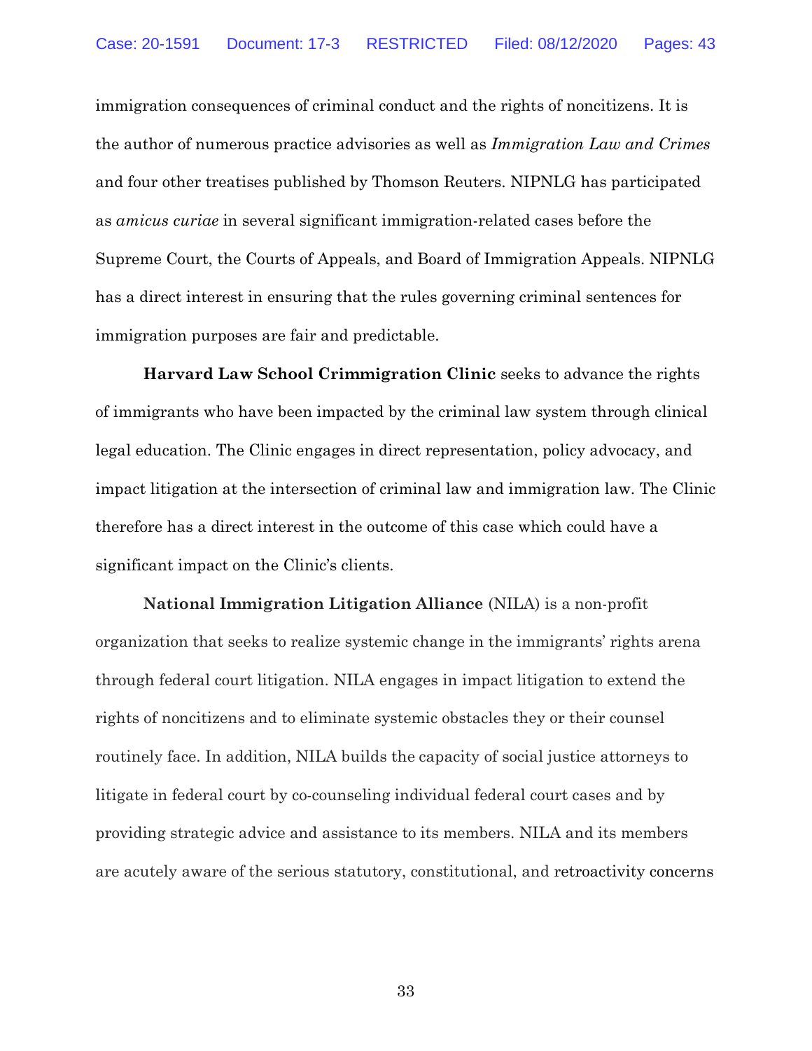immigration consequences of criminal conduct and the rights of noncitizens. It is the author of numerous practice advisories as well as *Immigration Law and Crimes* and four other treatises published by Thomson Reuters. NIPNLG has participated as *amicus curiae* in several significant immigration-related cases before the Supreme Court, the Courts of Appeals, and Board of Immigration Appeals. NIPNLG has a direct interest in ensuring that the rules governing criminal sentences for immigration purposes are fair and predictable.

**Harvard Law School Crimmigration Clinic** seeks to advance the rights of immigrants who have been impacted by the criminal law system through clinical legal education. The Clinic engages in direct representation, policy advocacy, and impact litigation at the intersection of criminal law and immigration law. The Clinic therefore has a direct interest in the outcome of this case which could have a significant impact on the Clinic's clients.

**National Immigration Litigation Alliance** (NILA) is a non-profit organization that seeks to realize systemic change in the immigrants' rights arena through federal court litigation. NILA engages in impact litigation to extend the rights of noncitizens and to eliminate systemic obstacles they or their counsel routinely face. In addition, NILA builds the capacity of social justice attorneys to litigate in federal court by co-counseling individual federal court cases and by providing strategic advice and assistance to its members. NILA and its members are acutely aware of the serious statutory, constitutional, and retroactivity concerns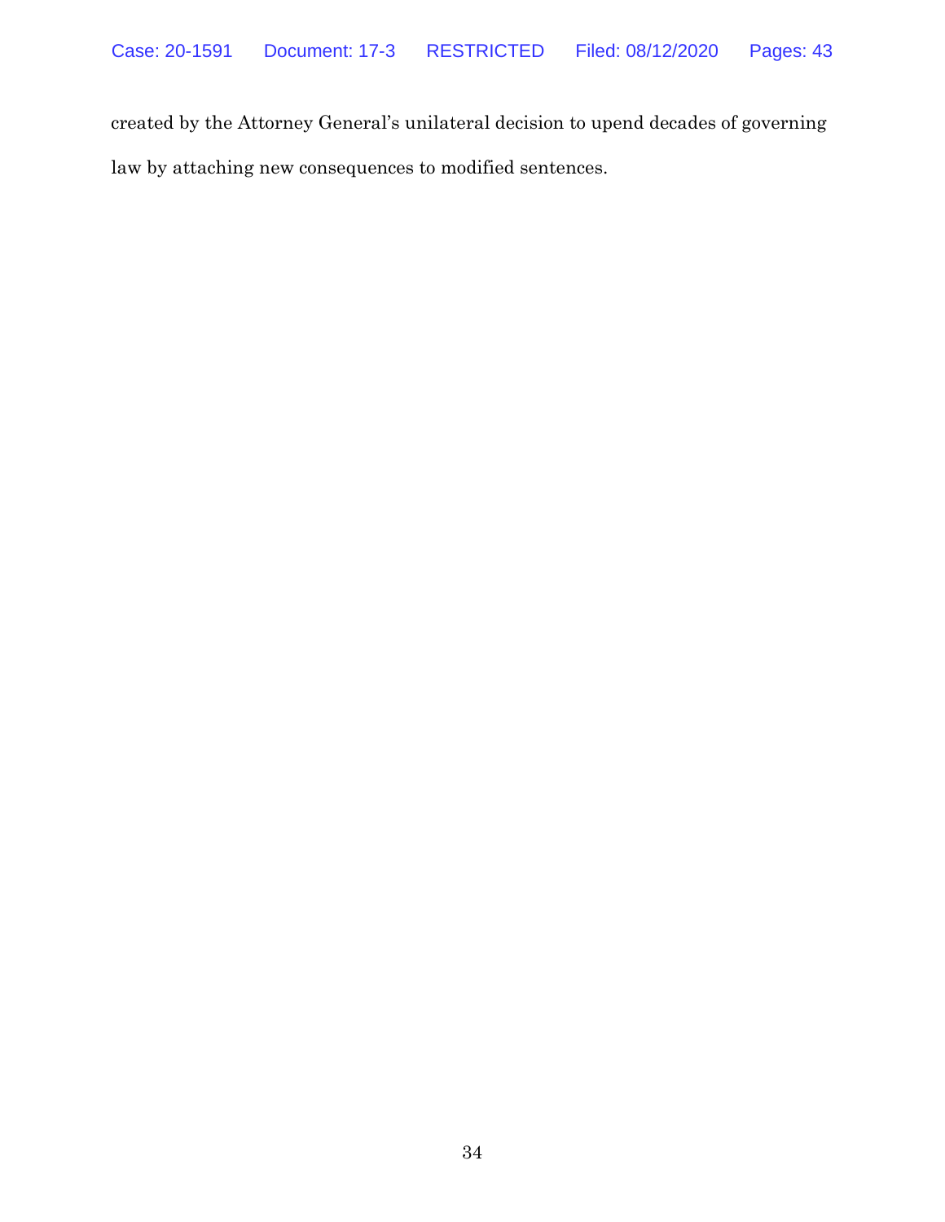created by the Attorney General's unilateral decision to upend decades of governing law by attaching new consequences to modified sentences.